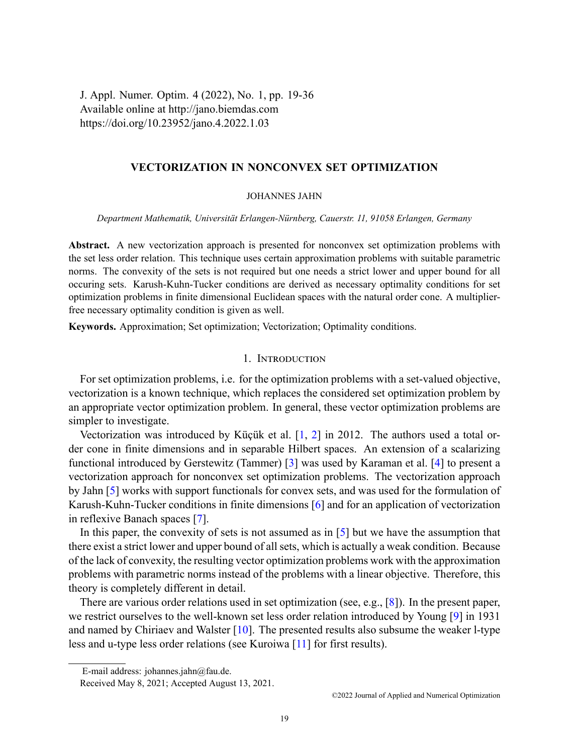# VECTORIZATION IN NONCONVEX SET OPTIMIZATION

JOHANNES JAHN

*Department Mathematik, Universität Erlangen-Nürnberg, Cauerstr. 11, 91058 Erlangen, Germany*

**Abstract.** A new vectorization approach is presented for nonconvex set optimization problems with the set less order relation. This technique uses certain approximation problems with suitable parametric norms. The convexity of the sets is not required but one needs a strict lower and upper bound for all occuring sets. Karush-Kuhn-Tucker conditions are derived as necessary optimality conditions for set optimization problems in finite dimensional Euclidean spaces with the natural order cone. A multiplier-free necessary optimality condition is given as well.

**Keywords.** Approximation; Set optimization; Vectorization; Optimality conditions.

## 1. Introduction

For set optimization problems, i.e. for the optimization problems with a set-valued objective, vectorization is a known technique, which replaces the considered set optimization problem by an appropriate vector optimization problem. In general, these vector optimization problems are simpler to investigate.

Vectorization was introduced by Küçük et al. [1, 2] in 2012. The authors used a total order cone in finite dimensions and in separable Hilbert spaces. An extension of a scalarizing functional introduced by Gerstewitz (Tammer) [3] was used by Karaman et al. [4] to present a vectorization approach for nonconvex set optimization problems. The vectorization approach by Jahn [5] works with support functionals for convex sets, and was used for the formulation of Karush-Kuhn-Tucker conditions in finite dimensions [6] and for an application of vectorization in reflexive Banach spaces [7].

In this paper, the convexity of sets is not assumed as in [5] but we have the assumption that there exist a strict lower and upper bound of all sets, which is actually a weak condition. Because of the lack of convexity, the resulting vector optimization problems work with the approximation problems with parametric norms instead of the problems with a linear objective. Therefore, this theory is completely different in detail.

There are various order relations used in set optimization (see, e.g., [8]). In the present paper, we restrict ourselves to the well-known set less order relation introduced by Young [9] in 1931 and named by Chiriaev and Walster [10]. The presented results also subsume the weaker l-type less and u-type less order relations (see Kuroiwa [11] for first results).

E-mail address: johannes.jahn@fau.de.

Received May 8, 2021; Accepted August 13, 2021.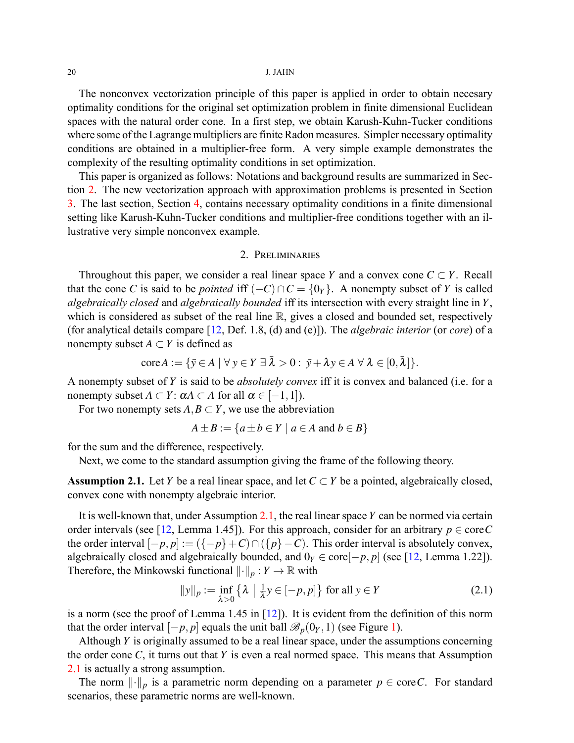The nonconvex vectorization principle of this paper is applied in order to obtain necesary optimality conditions for the original set optimization problem in finite dimensional Euclidean spaces with the natural order cone. In a first step, we obtain Karush-Kuhn-Tucker conditions where some of the Lagrange multipliers are finite Radon measures. Simpler necessary optimality conditions are obtained in a multiplier-free form. A very simple example demonstrates the complexity of the resulting optimality conditions in set optimization.

This paper is organized as follows: Notations and background results are summarized in Section 2. The new vectorization approach with approximation problems is presented in Section 3. The last section, Section 4, contains necessary optimality conditions in a finite dimensional setting like Karush-Kuhn-Tucker conditions and multiplier-free conditions together with an illustrative very simple nonconvex example.

## 2. Preliminaries

Throughout this paper, we consider a real linear space $Y$ and a convex cone $C \subset Y$. Recall that the cone $C$ is said to be *pointed* iff $(-C) \cap C = \{0_Y\}$. A nonempty subset of $Y$ is called *algebraically closed* and *algebraically bounded* iff its intersection with every straight line in $Y$, which is considered as subset of the real line $\mathbb{R}$, gives a closed and bounded set, respectively (for analytical details compare [12, Def. 1.8, (d) and (e)]). The *algebraic interior* (or *core*) of a nonempty subset $A \subset Y$ is defined as

$$\operatorname{core} A := \{\bar{y} \in A \mid \forall\, y \in Y\ \exists\, \bar{\lambda} > 0 : \ \bar{y} + \lambda y \in A\ \forall\, \lambda \in [0, \bar{\lambda}]\}.$$

A nonempty subset of $Y$ is said to be *absolutely convex* iff it is convex and balanced (i.e. for a nonempty subset $A \subset Y$: $\alpha A \subset A$ for all $\alpha \in [-1, 1]$).

For two nonempty sets $A, B \subset Y$, we use the abbreviation

$$A \pm B := \{a \pm b \in Y \mid a \in A \text{ and } b \in B\}$$

for the sum and the difference, respectively.

Next, we come to the standard assumption giving the frame of the following theory.

**Assumption 2.1.** Let $Y$ be a real linear space, and let $C \subset Y$ be a pointed, algebraically closed, convex cone with nonempty algebraic interior.

It is well-known that, under Assumption 2.1, the real linear space $Y$ can be normed via certain order intervals (see [12, Lemma 1.45]). For this approach, consider for an arbitrary $p \in \operatorname{core} C$ the order interval $[-p, p] := (\{-p\} + C) \cap (\{p\} - C)$. This order interval is absolutely convex, algebraically closed and algebraically bounded, and $0_Y \in \operatorname{core}[-p, p]$ (see [12, Lemma 1.22]). Therefore, the Minkowski functional $\|\cdot\|_p : Y \to \mathbb{R}$ with

$$\|y\|_p := \inf_{\lambda > 0} \left\{ \lambda \;\middle|\; \tfrac{1}{\lambda} y \in [-p, p] \right\} \text{ for all } y \in Y \tag{2.1}$$

is a norm (see the proof of Lemma 1.45 in [12]). It is evident from the definition of this norm that the order interval $[-p, p]$ equals the unit ball $\mathscr{B}_p(0_Y, 1)$ (see Figure 1).

Although $Y$ is originally assumed to be a real linear space, under the assumptions concerning the order cone $C$, it turns out that $Y$ is even a real normed space. This means that Assumption 2.1 is actually a strong assumption.

The norm $\|\cdot\|_p$ is a parametric norm depending on a parameter $p \in \operatorname{core} C$. For standard scenarios, these parametric norms are well-known.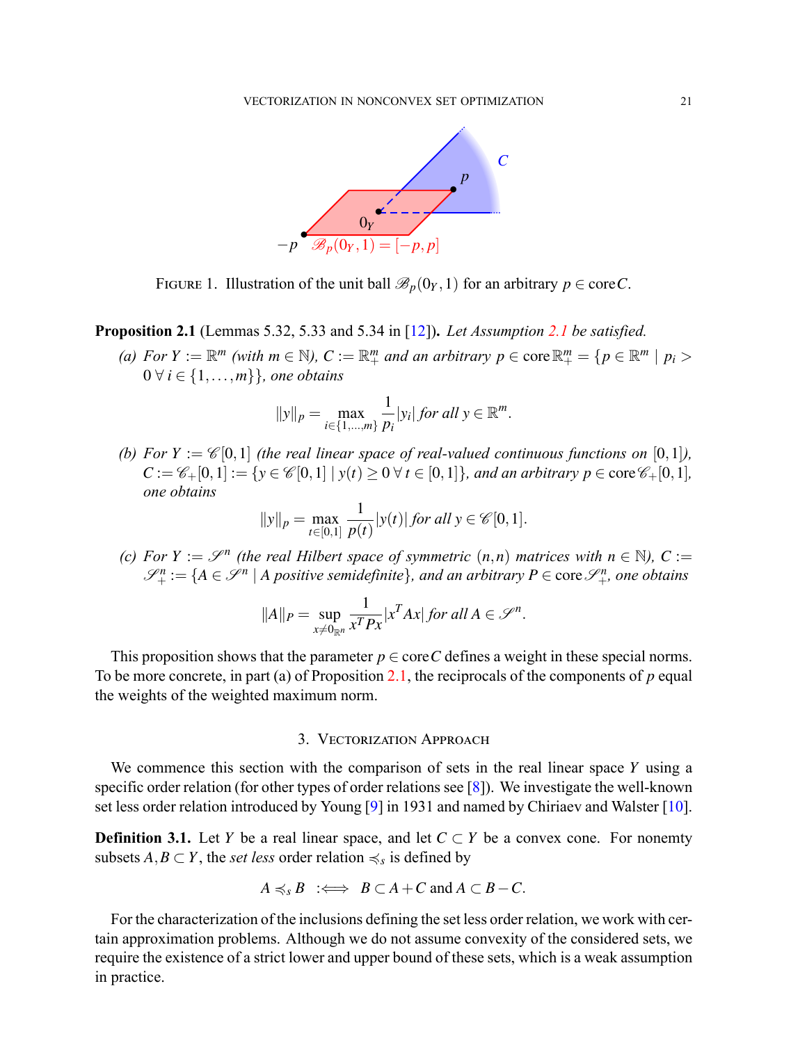FIGURE 1. Illustration of the unit ball $\mathscr{B}_p(0_Y,1)$ for an arbitrary $p \in \operatorname{core} C$.

**Proposition 2.1** (Lemmas 5.32, 5.33 and 5.34 in [12]). *Let Assumption 2.1 be satisfied.*

*(a) For $Y := \mathbb{R}^m$ (with $m \in \mathbb{N}$), $C := \mathbb{R}^m_+$ and an arbitrary $p \in \operatorname{core} \mathbb{R}^m_+ = \{p \in \mathbb{R}^m \mid p_i > 0 \;\forall\, i \in \{1,\ldots,m\}\}$, one obtains*

$$\|y\|_p = \max_{i \in \{1,\ldots,m\}} \frac{1}{p_i}|y_i| \text{ for all } y \in \mathbb{R}^m.$$

*(b) For $Y := \mathscr{C}[0,1]$ (the real linear space of real-valued continuous functions on $[0,1]$), $C := \mathscr{C}_+[0,1] := \{y \in \mathscr{C}[0,1] \mid y(t) \geq 0 \;\forall\, t \in [0,1]\}$, and an arbitrary $p \in \operatorname{core} \mathscr{C}_+[0,1]$, one obtains*

$$\|y\|_p = \max_{t \in [0,1]} \frac{1}{p(t)}|y(t)| \text{ for all } y \in \mathscr{C}[0,1].$$

*(c) For $Y := \mathscr{S}^n$ (the real Hilbert space of symmetric $(n,n)$ matrices with $n \in \mathbb{N}$), $C := \mathscr{S}^n_+ := \{A \in \mathscr{S}^n \mid A \text{ positive semidefinite}\}$, and an arbitrary $P \in \operatorname{core} \mathscr{S}^n_+$, one obtains*

$$\|A\|_P = \sup_{x \neq 0_{\mathbb{R}^n}} \frac{1}{x^T P x}|x^T A x| \text{ for all } A \in \mathscr{S}^n.$$

This proposition shows that the parameter $p \in \operatorname{core} C$ defines a weight in these special norms. To be more concrete, in part (a) of Proposition 2.1, the reciprocals of the components of $p$ equal the weights of the weighted maximum norm.

## 3. Vectorization Approach

We commence this section with the comparison of sets in the real linear space $Y$ using a specific order relation (for other types of order relations see [8]). We investigate the well-known set less order relation introduced by Young [9] in 1931 and named by Chiriaev and Walster [10].

**Definition 3.1.** Let $Y$ be a real linear space, and let $C \subset Y$ be a convex cone. For nonemty subsets $A, B \subset Y$, the *set less* order relation $\preccurlyeq_s$ is defined by

$$A \preccurlyeq_s B \quad :\Longleftrightarrow \quad B \subset A + C \text{ and } A \subset B - C.$$

For the characterization of the inclusions defining the set less order relation, we work with certain approximation problems. Although we do not assume convexity of the considered sets, we require the existence of a strict lower and upper bound of these sets, which is a weak assumption in practice.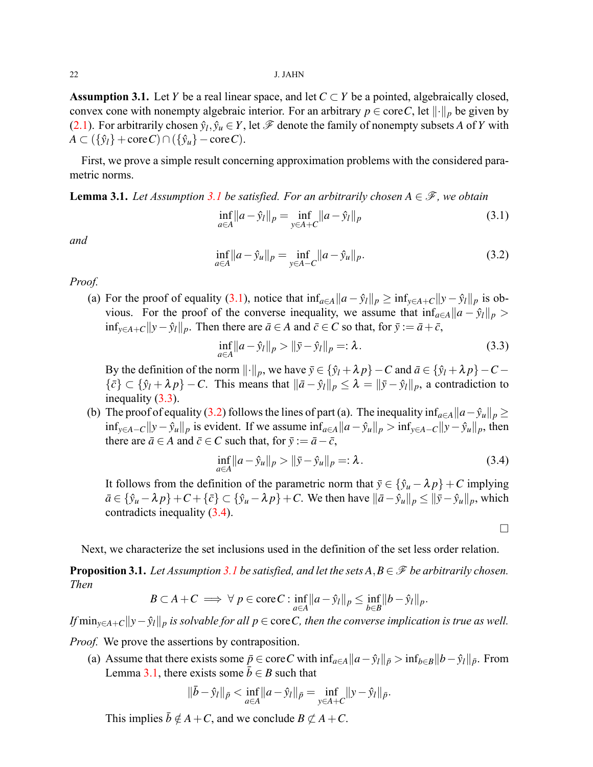**Assumption 3.1.** Let $Y$ be a real linear space, and let $C \subset Y$ be a pointed, algebraically closed, convex cone with nonempty algebraic interior. For an arbitrary $p \in \operatorname{core} C$, let $\|\cdot\|_p$ be given by (2.1). For arbitrarily chosen $\hat{y}_l, \hat{y}_u \in Y$, let $\mathscr{F}$ denote the family of nonempty subsets $A$ of $Y$ with $A \subset (\{\hat{y}_l\} + \operatorname{core} C) \cap (\{\hat{y}_u\} - \operatorname{core} C)$.

First, we prove a simple result concerning approximation problems with the considered parametric norms.

**Lemma 3.1.** *Let Assumption 3.1 be satisfied. For an arbitrarily chosen $A \in \mathscr{F}$, we obtain*

$$\inf_{a \in A} \|a - \hat{y}_l\|_p = \inf_{y \in A+C} \|a - \hat{y}_l\|_p \tag{3.1}$$

*and*

$$\inf_{a \in A} \|a - \hat{y}_u\|_p = \inf_{y \in A-C} \|a - \hat{y}_u\|_p. \tag{3.2}$$

*Proof.*

(a) For the proof of equality (3.1), notice that $\inf_{a \in A} \|a - \hat{y}_l\|_p \geq \inf_{y \in A+C} \|y - \hat{y}_l\|_p$ is obvious. For the proof of the converse inequality, we assume that $\inf_{a \in A} \|a - \hat{y}_l\|_p > \inf_{y \in A+C} \|y - \hat{y}_l\|_p$. Then there are $\bar{a} \in A$ and $\bar{c} \in C$ so that, for $\bar{y} := \bar{a} + \bar{c}$,

$$\inf_{a \in A} \|a - \hat{y}_l\|_p > \|\bar{y} - \hat{y}_l\|_p =: \lambda. \tag{3.3}$$

By the definition of the norm $\|\cdot\|_p$, we have $\bar{y} \in \{\hat{y}_l + \lambda p\} - C$ and $\bar{a} \in \{\hat{y}_l + \lambda p\} - C - \{\bar{c}\} \subset \{\hat{y}_l + \lambda p\} - C$. This means that $\|\bar{a} - \hat{y}_l\|_p \leq \lambda = \|\bar{y} - \hat{y}_l\|_p$, a contradiction to inequality (3.3).

(b) The proof of equality (3.2) follows the lines of part (a). The inequality $\inf_{a \in A} \|a - \hat{y}_u\|_p \geq \inf_{y \in A-C} \|y - \hat{y}_u\|_p$ is evident. If we assume $\inf_{a \in A} \|a - \hat{y}_u\|_p > \inf_{y \in A-C} \|y - \hat{y}_u\|_p$, then there are $\bar{a} \in A$ and $\bar{c} \in C$ such that, for $\bar{y} := \bar{a} - \bar{c}$,

$$\inf_{a \in A} \|a - \hat{y}_u\|_p > \|\bar{y} - \hat{y}_u\|_p =: \lambda. \tag{3.4}$$

It follows from the definition of the parametric norm that $\bar{y} \in \{\hat{y}_u - \lambda p\} + C$ implying $\bar{a} \in \{\hat{y}_u - \lambda p\} + C + \{\bar{c}\} \subset \{\hat{y}_u - \lambda p\} + C$. We then have $\|\bar{a} - \hat{y}_u\|_p \leq \|\bar{y} - \hat{y}_u\|_p$, which contradicts inequality (3.4).

□

Next, we characterize the set inclusions used in the definition of the set less order relation.

**Proposition 3.1.** *Let Assumption 3.1 be satisfied, and let the sets $A, B \in \mathscr{F}$ be arbitrarily chosen. Then*

$$B \subset A + C \implies \forall\, p \in \operatorname{core} C : \inf_{a \in A} \|a - \hat{y}_l\|_p \leq \inf_{b \in B} \|b - \hat{y}_l\|_p.$$

*If $\min_{y \in A+C} \|y - \hat{y}_l\|_p$ is solvable for all $p \in \operatorname{core} C$, then the converse implication is true as well.*

*Proof.* We prove the assertions by contraposition.

(a) Assume that there exists some $\bar{p} \in \operatorname{core} C$ with $\inf_{a \in A} \|a - \hat{y}_l\|_{\bar{p}} > \inf_{b \in B} \|b - \hat{y}_l\|_{\bar{p}}$. From Lemma 3.1, there exists some $\bar{b} \in B$ such that

$$\|\bar{b} - \hat{y}_l\|_{\bar{p}} < \inf_{a \in A} \|a - \hat{y}_l\|_{\bar{p}} = \inf_{y \in A+C} \|y - \hat{y}_l\|_{\bar{p}}.$$

This implies $\bar{b} \notin A + C$, and we conclude $B \not\subset A + C$.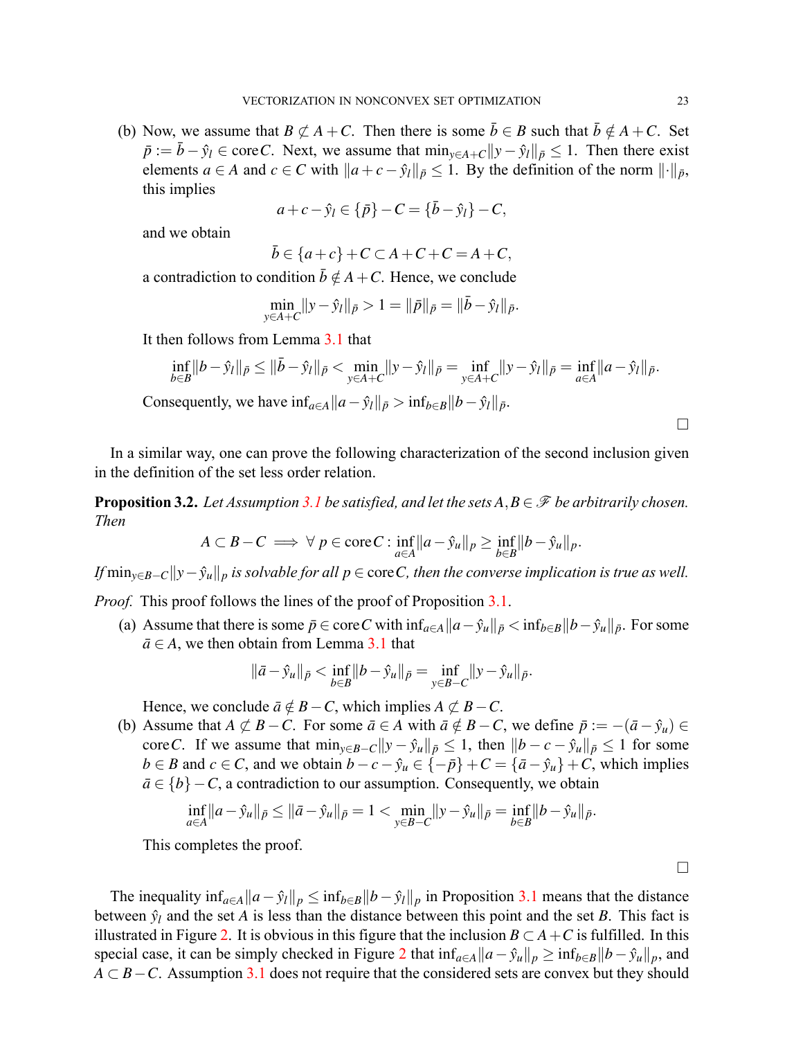(b) Now, we assume that $B \not\subset A + C$. Then there is some $\bar{b} \in B$ such that $\bar{b} \notin A + C$. Set $\bar{p} := \bar{b} - \hat{y}_l \in \operatorname{core} C$. Next, we assume that $\min_{y \in A+C} \|y - \hat{y}_l\|_{\bar{p}} \leq 1$. Then there exist elements $a \in A$ and $c \in C$ with $\|a + c - \hat{y}_l\|_{\bar{p}} \leq 1$. By the definition of the norm $\|\cdot\|_{\bar{p}}$, this implies

$$a + c - \hat{y}_l \in \{\bar{p}\} - C = \{\bar{b} - \hat{y}_l\} - C,$$

and we obtain

$$\bar{b} \in \{a + c\} + C \subset A + C + C = A + C,$$

a contradiction to condition $\bar{b} \notin A + C$. Hence, we conclude

$$\min_{y \in A+C} \|y - \hat{y}_l\|_{\bar{p}} > 1 = \|\bar{p}\|_{\bar{p}} = \|\bar{b} - \hat{y}_l\|_{\bar{p}}.$$

It then follows from Lemma 3.1 that

$$\inf_{b \in B} \|b - \hat{y}_l\|_{\bar{p}} \leq \|\bar{b} - \hat{y}_l\|_{\bar{p}} < \min_{y \in A+C} \|y - \hat{y}_l\|_{\bar{p}} = \inf_{y \in A+C} \|y - \hat{y}_l\|_{\bar{p}} = \inf_{a \in A} \|a - \hat{y}_l\|_{\bar{p}}.$$

Consequently, we have $\inf_{a \in A} \|a - \hat{y}_l\|_{\bar{p}} > \inf_{b \in B} \|b - \hat{y}_l\|_{\bar{p}}$.

□

In a similar way, one can prove the following characterization of the second inclusion given in the definition of the set less order relation.

**Proposition 3.2.** *Let Assumption 3.1 be satisfied, and let the sets $A, B \in \mathscr{F}$ be arbitrarily chosen. Then*

$$A \subset B - C \implies \forall\, p \in \operatorname{core} C : \inf_{a \in A} \|a - \hat{y}_u\|_p \geq \inf_{b \in B} \|b - \hat{y}_u\|_p.$$

*If $\min_{y \in B-C} \|y - \hat{y}_u\|_p$ is solvable for all $p \in \operatorname{core} C$, then the converse implication is true as well.*

*Proof.* This proof follows the lines of the proof of Proposition 3.1.

(a) Assume that there is some $\bar{p} \in \operatorname{core} C$ with $\inf_{a \in A} \|a - \hat{y}_u\|_{\bar{p}} < \inf_{b \in B} \|b - \hat{y}_u\|_{\bar{p}}$. For some $\bar{a} \in A$, we then obtain from Lemma 3.1 that

$$\|\bar{a} - \hat{y}_u\|_{\bar{p}} < \inf_{b \in B} \|b - \hat{y}_u\|_{\bar{p}} = \inf_{y \in B-C} \|y - \hat{y}_u\|_{\bar{p}}.$$

Hence, we conclude $\bar{a} \notin B - C$, which implies $A \not\subset B - C$.

(b) Assume that $A \not\subset B - C$. For some $\bar{a} \in A$ with $\bar{a} \notin B - C$, we define $\bar{p} := -(\bar{a} - \hat{y}_u) \in \operatorname{core} C$. If we assume that $\min_{y \in B-C} \|y - \hat{y}_u\|_{\bar{p}} \leq 1$, then $\|b - c - \hat{y}_u\|_{\bar{p}} \leq 1$ for some $b \in B$ and $c \in C$, and we obtain $b - c - \hat{y}_u \in \{-\bar{p}\} + C = \{\bar{a} - \hat{y}_u\} + C$, which implies $\bar{a} \in \{b\} - C$, a contradiction to our assumption. Consequently, we obtain

$$\inf_{a \in A} \|a - \hat{y}_u\|_{\bar{p}} \leq \|\bar{a} - \hat{y}_u\|_{\bar{p}} = 1 < \min_{y \in B-C} \|y - \hat{y}_u\|_{\bar{p}} = \inf_{b \in B} \|b - \hat{y}_u\|_{\bar{p}}.$$

This completes the proof.

□

The inequality $\inf_{a \in A} \|a - \hat{y}_l\|_p \leq \inf_{b \in B} \|b - \hat{y}_l\|_p$ in Proposition 3.1 means that the distance between $\hat{y}_l$ and the set $A$ is less than the distance between this point and the set $B$. This fact is illustrated in Figure 2. It is obvious in this figure that the inclusion $B \subset A + C$ is fulfilled. In this special case, it can be simply checked in Figure 2 that $\inf_{a \in A} \|a - \hat{y}_u\|_p \geq \inf_{b \in B} \|b - \hat{y}_u\|_p$, and $A \subset B - C$. Assumption 3.1 does not require that the considered sets are convex but they should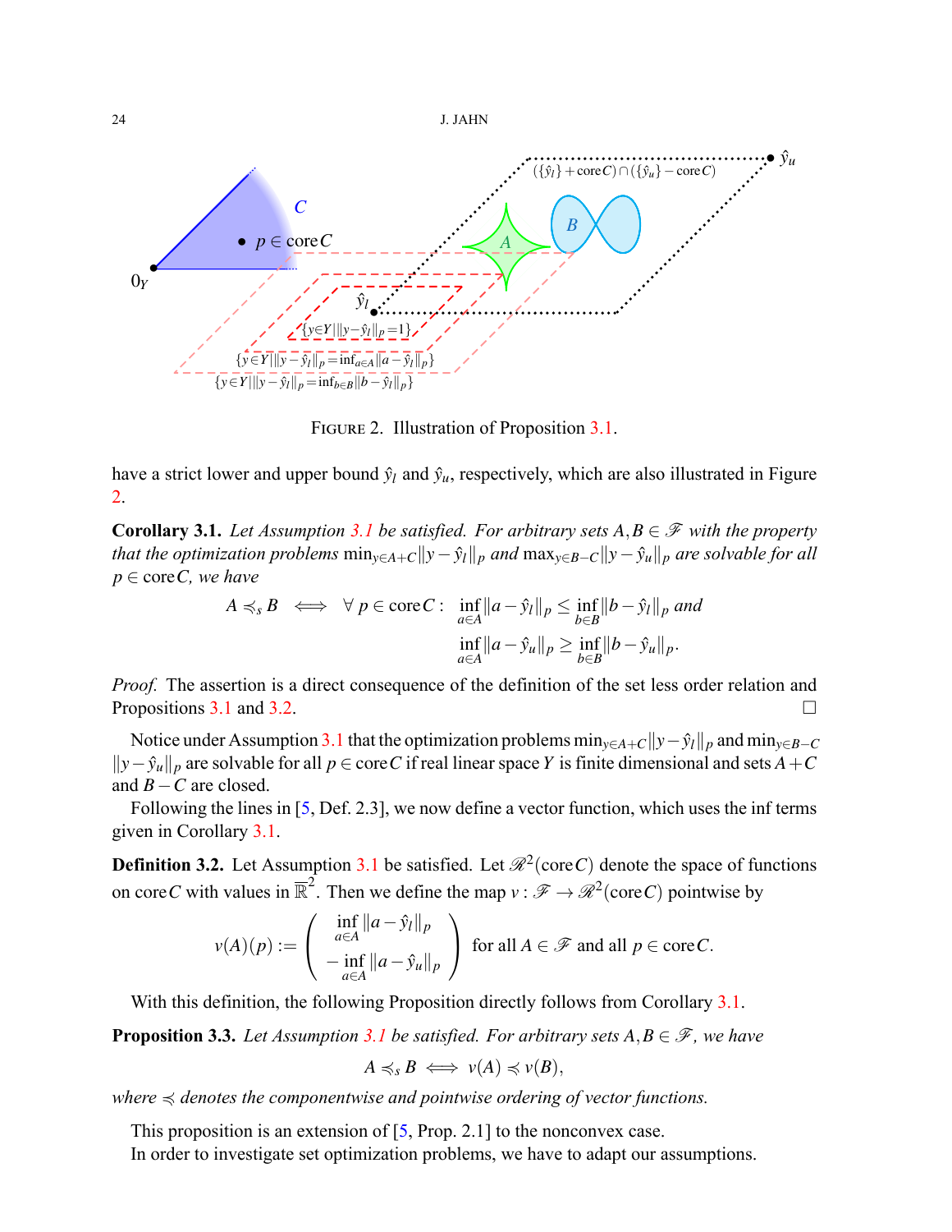FIGURE 2. Illustration of Proposition 3.1.

have a strict lower and upper bound $\hat{y}_l$ and $\hat{y}_u$, respectively, which are also illustrated in Figure 2.

**Corollary 3.1.** *Let Assumption 3.1 be satisfied. For arbitrary sets $A, B \in \mathscr{F}$ with the property that the optimization problems $\min_{y\in A+C} \|y - \hat{y}_l\|_p$ and $\max_{y\in B-C} \|y - \hat{y}_u\|_p$ are solvable for all $p \in \operatorname{core} C$, we have*

$$A \preccurlyeq_s B \iff \forall\, p \in \operatorname{core} C: \ \inf_{a\in A} \|a - \hat{y}_l\|_p \le \inf_{b\in B} \|b - \hat{y}_l\|_p \text{ and } \inf_{a\in A} \|a - \hat{y}_u\|_p \ge \inf_{b\in B} \|b - \hat{y}_u\|_p.$$

*Proof.* The assertion is a direct consequence of the definition of the set less order relation and Propositions 3.1 and 3.2. □

Notice under Assumption 3.1 that the optimization problems $\min_{y\in A+C} \|y - \hat{y}_l\|_p$ and $\min_{y\in B-C} \|y - \hat{y}_u\|_p$ are solvable for all $p \in \operatorname{core} C$ if real linear space $Y$ is finite dimensional and sets $A + C$ and $B - C$ are closed.

Following the lines in [5, Def. 2.3], we now define a vector function, which uses the inf terms given in Corollary 3.1.

**Definition 3.2.** Let Assumption 3.1 be satisfied. Let $\mathscr{R}^2(\operatorname{core} C)$ denote the space of functions on $\operatorname{core} C$ with values in $\overline{\mathbb{R}}^2$. Then we define the map $v : \mathscr{F} \to \mathscr{R}^2(\operatorname{core} C)$ pointwise by

$$v(A)(p) := \begin{pmatrix} \inf\limits_{a\in A} \|a - \hat{y}_l\|_p \\ -\inf\limits_{a\in A} \|a - \hat{y}_u\|_p \end{pmatrix} \quad \text{for all } A \in \mathscr{F} \text{ and all } p \in \operatorname{core} C.$$

With this definition, the following Proposition directly follows from Corollary 3.1.

**Proposition 3.3.** *Let Assumption 3.1 be satisfied. For arbitrary sets $A, B \in \mathscr{F}$, we have*

$$A \preccurlyeq_s B \iff v(A) \preccurlyeq v(B),$$

*where $\preccurlyeq$ denotes the componentwise and pointwise ordering of vector functions.*

This proposition is an extension of [5, Prop. 2.1] to the nonconvex case.

In order to investigate set optimization problems, we have to adapt our assumptions.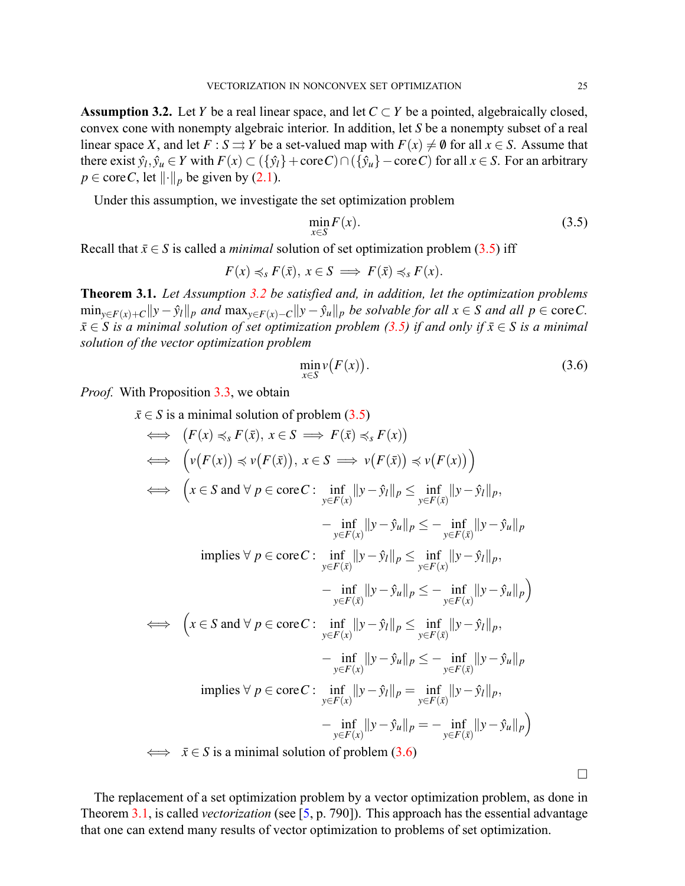**Assumption 3.2.** Let $Y$ be a real linear space, and let $C \subset Y$ be a pointed, algebraically closed, convex cone with nonempty algebraic interior. In addition, let $S$ be a nonempty subset of a real linear space $X$, and let $F : S \rightrightarrows Y$ be a set-valued map with $F(x) \neq \emptyset$ for all $x \in S$. Assume that there exist $\hat{y}_l, \hat{y}_u \in Y$ with $F(x) \subset (\{\hat{y}_l\} + \operatorname{core} C) \cap (\{\hat{y}_u\} - \operatorname{core} C)$ for all $x \in S$. For an arbitrary $p \in \operatorname{core} C$, let $\|\cdot\|_p$ be given by (2.1).

Under this assumption, we investigate the set optimization problem

$$\min_{x \in S} F(x). \tag{3.5}$$

Recall that $\bar{x} \in S$ is called a *minimal* solution of set optimization problem (3.5) iff

$$F(x) \preccurlyeq_s F(\bar{x}),\ x \in S \implies F(\bar{x}) \preccurlyeq_s F(x).$$

**Theorem 3.1.** *Let Assumption 3.2 be satisfied and, in addition, let the optimization problems* $\min_{y \in F(x)+C} \|y - \hat{y}_l\|_p$ *and* $\max_{y \in F(x)-C} \|y - \hat{y}_u\|_p$ *be solvable for all* $x \in S$ *and all* $p \in \operatorname{core} C$. $\bar{x} \in S$ *is a minimal solution of set optimization problem (3.5) if and only if* $\bar{x} \in S$ *is a minimal solution of the vector optimization problem*

$$\min_{x \in S} v\big(F(x)\big). \tag{3.6}$$

*Proof.* With Proposition 3.3, we obtain

$$
\begin{aligned}
&\bar{x} \in S \text{ is a minimal solution of problem (3.5)} \\
\iff\ & \big(F(x) \preccurlyeq_s F(\bar{x}),\ x \in S \implies F(\bar{x}) \preccurlyeq_s F(x)\big) \\
\iff\ & \Big(v\big(F(x)\big) \preccurlyeq v\big(F(\bar{x})\big),\ x \in S \implies v\big(F(\bar{x})\big) \preccurlyeq v\big(F(x)\big)\Big) \\
\iff\ & \Big(x \in S \text{ and } \forall\, p \in \operatorname{core} C:\ \inf_{y \in F(x)} \|y - \hat{y}_l\|_p \leq \inf_{y \in F(\bar{x})} \|y - \hat{y}_l\|_p, \\
& \qquad\qquad\qquad\qquad -\inf_{y \in F(x)} \|y - \hat{y}_u\|_p \leq -\inf_{y \in F(\bar{x})} \|y - \hat{y}_u\|_p \\
& \qquad \text{implies } \forall\, p \in \operatorname{core} C:\ \inf_{y \in F(\bar{x})} \|y - \hat{y}_l\|_p \leq \inf_{y \in F(x)} \|y - \hat{y}_l\|_p, \\
& \qquad\qquad\qquad\qquad -\inf_{y \in F(\bar{x})} \|y - \hat{y}_u\|_p \leq -\inf_{y \in F(x)} \|y - \hat{y}_u\|_p\Big) \\
\iff\ & \Big(x \in S \text{ and } \forall\, p \in \operatorname{core} C:\ \inf_{y \in F(x)} \|y - \hat{y}_l\|_p \leq \inf_{y \in F(\bar{x})} \|y - \hat{y}_l\|_p, \\
& \qquad\qquad\qquad\qquad -\inf_{y \in F(x)} \|y - \hat{y}_u\|_p \leq -\inf_{y \in F(\bar{x})} \|y - \hat{y}_u\|_p \\
& \qquad \text{implies } \forall\, p \in \operatorname{core} C:\ \inf_{y \in F(x)} \|y - \hat{y}_l\|_p = \inf_{y \in F(\bar{x})} \|y - \hat{y}_l\|_p, \\
& \qquad\qquad\qquad\qquad -\inf_{y \in F(x)} \|y - \hat{y}_u\|_p = -\inf_{y \in F(\bar{x})} \|y - \hat{y}_u\|_p\Big) \\
\iff\ & \bar{x} \in S \text{ is a minimal solution of problem (3.6)}
\end{aligned}
$$

$\square$

The replacement of a set optimization problem by a vector optimization problem, as done in Theorem 3.1, is called *vectorization* (see [5, p. 790]). This approach has the essential advantage that one can extend many results of vector optimization to problems of set optimization.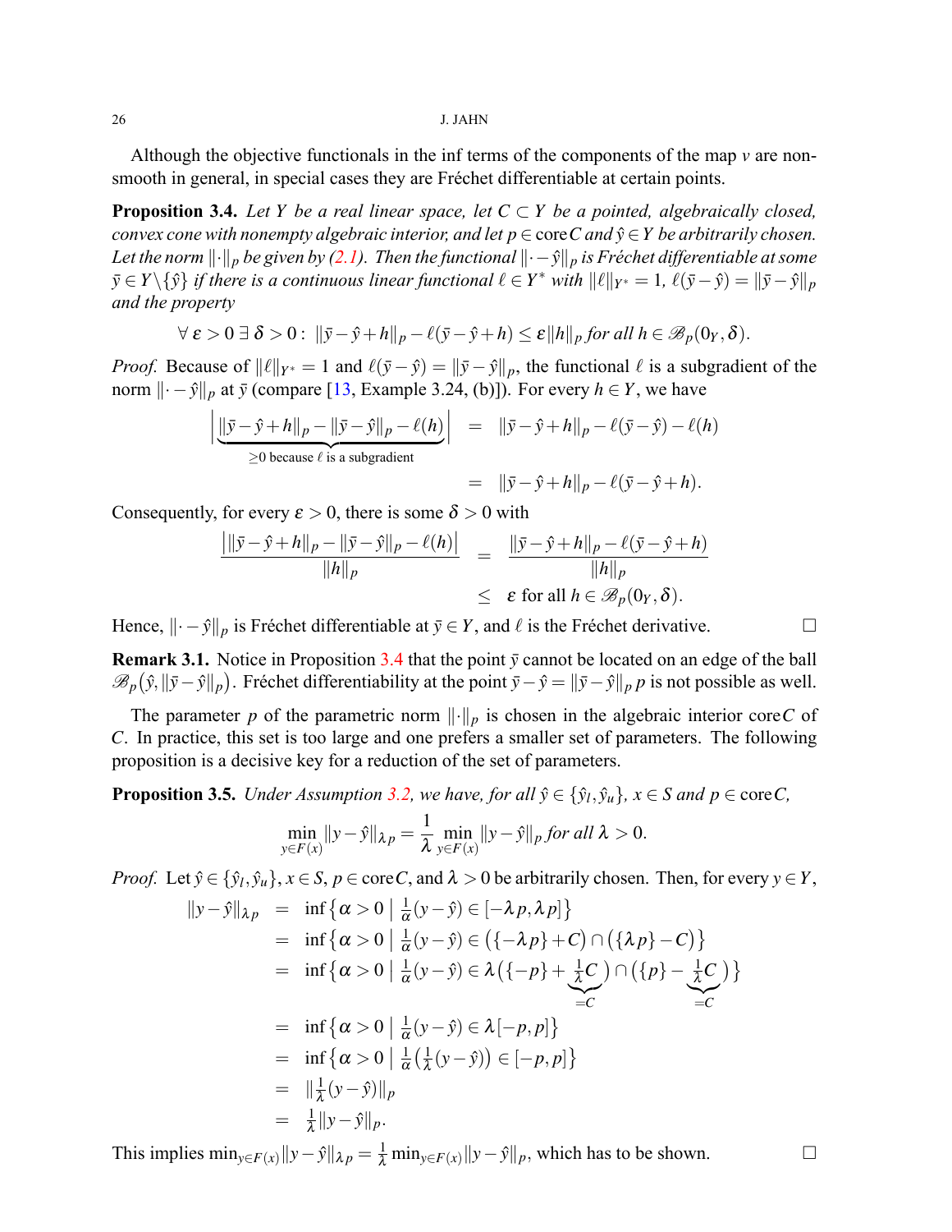Although the objective functionals in the inf terms of the components of the map $v$ are nonsmooth in general, in special cases they are Fréchet differentiable at certain points.

**Proposition 3.4.** *Let $Y$ be a real linear space, let $C \subset Y$ be a pointed, algebraically closed, convex cone with nonempty algebraic interior, and let $p \in \operatorname{core} C$ and $\hat{y} \in Y$ be arbitrarily chosen. Let the norm $\|\cdot\|_p$ be given by (2.1). Then the functional $\|\cdot - \hat{y}\|_p$ is Fréchet differentiable at some $\bar{y} \in Y \setminus \{\hat{y}\}$ if there is a continuous linear functional $\ell \in Y^*$ with $\|\ell\|_{Y^*} = 1$, $\ell(\bar{y} - \hat{y}) = \|\bar{y} - \hat{y}\|_p$ and the property*

$$\forall\, \varepsilon > 0\ \exists\, \delta > 0 : \ \|\bar{y} - \hat{y} + h\|_p - \ell(\bar{y} - \hat{y} + h) \leq \varepsilon \|h\|_p \text{ for all } h \in \mathscr{B}_p(0_Y, \delta).$$

*Proof.* Because of $\|\ell\|_{Y^*} = 1$ and $\ell(\bar{y} - \hat{y}) = \|\bar{y} - \hat{y}\|_p$, the functional $\ell$ is a subgradient of the norm $\|\cdot - \hat{y}\|_p$ at $\bar{y}$ (compare [13, Example 3.24, (b)]). For every $h \in Y$, we have

$$\begin{aligned}
\Big| \underbrace{\|\bar{y} - \hat{y} + h\|_p - \|\bar{y} - \hat{y}\|_p - \ell(h)}_{\geq 0 \text{ because } \ell \text{ is a subgradient}} \Big| &= \|\bar{y} - \hat{y} + h\|_p - \ell(\bar{y} - \hat{y}) - \ell(h) \\
&= \|\bar{y} - \hat{y} + h\|_p - \ell(\bar{y} - \hat{y} + h).
\end{aligned}$$

Consequently, for every $\varepsilon > 0$, there is some $\delta > 0$ with

$$\begin{aligned}
\frac{\big| \|\bar{y} - \hat{y} + h\|_p - \|\bar{y} - \hat{y}\|_p - \ell(h) \big|}{\|h\|_p} &= \frac{\|\bar{y} - \hat{y} + h\|_p - \ell(\bar{y} - \hat{y} + h)}{\|h\|_p} \\
&\leq \varepsilon \text{ for all } h \in \mathscr{B}_p(0_Y, \delta).
\end{aligned}$$

Hence, $\|\cdot - \hat{y}\|_p$ is Fréchet differentiable at $\bar{y} \in Y$, and $\ell$ is the Fréchet derivative. $\square$

**Remark 3.1.** Notice in Proposition 3.4 that the point $\bar{y}$ cannot be located on an edge of the ball $\mathscr{B}_p\big(\hat{y}, \|\bar{y} - \hat{y}\|_p\big)$. Fréchet differentiability at the point $\bar{y} - \hat{y} = \|\bar{y} - \hat{y}\|_p\, p$ is not possible as well.

The parameter $p$ of the parametric norm $\|\cdot\|_p$ is chosen in the algebraic interior $\operatorname{core} C$ of $C$. In practice, this set is too large and one prefers a smaller set of parameters. The following proposition is a decisive key for a reduction of the set of parameters.

**Proposition 3.5.** *Under Assumption 3.2, we have, for all $\hat{y} \in \{\hat{y}_l, \hat{y}_u\}$, $x \in S$ and $p \in \operatorname{core} C$,*

$$\min_{y \in F(x)} \|y - \hat{y}\|_{\lambda p} = \frac{1}{\lambda} \min_{y \in F(x)} \|y - \hat{y}\|_p \text{ for all } \lambda > 0.$$

*Proof.* Let $\hat{y} \in \{\hat{y}_l, \hat{y}_u\}$, $x \in S$, $p \in \operatorname{core} C$, and $\lambda > 0$ be arbitrarily chosen. Then, for every $y \in Y$,

$$\begin{aligned}
\|y - \hat{y}\|_{\lambda p} &= \inf\big\{\alpha > 0 \;\big|\; \tfrac{1}{\alpha}(y - \hat{y}) \in [-\lambda p, \lambda p]\big\} \\
&= \inf\big\{\alpha > 0 \;\big|\; \tfrac{1}{\alpha}(y - \hat{y}) \in \big(\{-\lambda p\} + C\big) \cap \big(\{\lambda p\} - C\big)\big\} \\
&= \inf\big\{\alpha > 0 \;\big|\; \tfrac{1}{\alpha}(y - \hat{y}) \in \lambda\big(\{-p\} + \underbrace{\tfrac{1}{\lambda} C}_{=C}\big) \cap \big(\{p\} - \underbrace{\tfrac{1}{\lambda} C}_{=C}\big)\big\} \\
&= \inf\big\{\alpha > 0 \;\big|\; \tfrac{1}{\alpha}(y - \hat{y}) \in \lambda[-p, p]\big\} \\
&= \inf\big\{\alpha > 0 \;\big|\; \tfrac{1}{\alpha}\big(\tfrac{1}{\lambda}(y - \hat{y})\big) \in [-p, p]\big\} \\
&= \|\tfrac{1}{\lambda}(y - \hat{y})\|_p \\
&= \tfrac{1}{\lambda}\|y - \hat{y}\|_p.
\end{aligned}$$

This implies $\min_{y \in F(x)} \|y - \hat{y}\|_{\lambda p} = \frac{1}{\lambda} \min_{y \in F(x)} \|y - \hat{y}\|_p$, which has to be shown. $\square$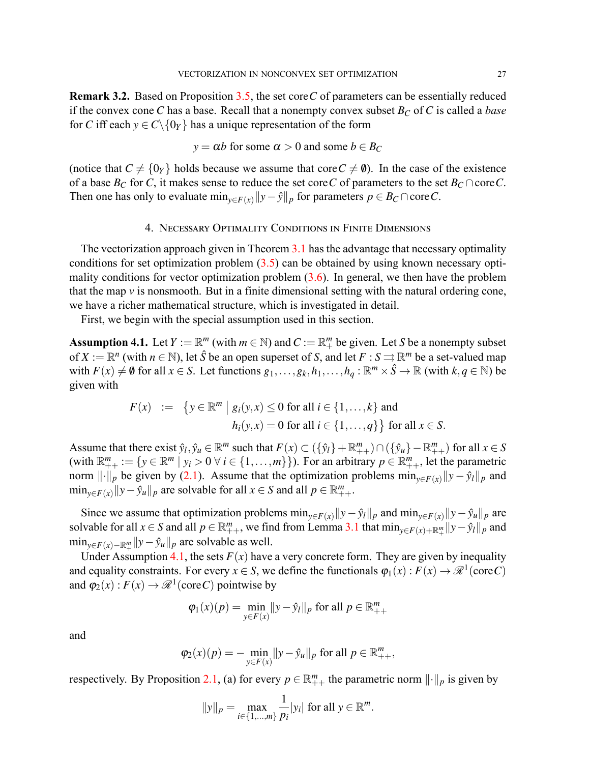**Remark 3.2.** Based on Proposition 3.5, the set $\operatorname{core} C$ of parameters can be essentially reduced if the convex cone $C$ has a base. Recall that a nonempty convex subset $B_C$ of $C$ is called a *base* for $C$ iff each $y \in C \setminus \{0_Y\}$ has a unique representation of the form

$$y = \alpha b \text{ for some } \alpha > 0 \text{ and some } b \in B_C$$

(notice that $C \neq \{0_Y\}$ holds because we assume that $\operatorname{core} C \neq \emptyset$). In the case of the existence of a base $B_C$ for $C$, it makes sense to reduce the set $\operatorname{core} C$ of parameters to the set $B_C \cap \operatorname{core} C$. Then one has only to evaluate $\min_{y \in F(x)} \|y - \hat{y}\|_p$ for parameters $p \in B_C \cap \operatorname{core} C$.

## 4. Necessary Optimality Conditions in Finite Dimensions

The vectorization approach given in Theorem 3.1 has the advantage that necessary optimality conditions for set optimization problem (3.5) can be obtained by using known necessary optimality conditions for vector optimization problem (3.6). In general, we then have the problem that the map $v$ is nonsmooth. But in a finite dimensional setting with the natural ordering cone, we have a richer mathematical structure, which is investigated in detail.

First, we begin with the special assumption used in this section.

**Assumption 4.1.** Let $Y := \mathbb{R}^m$ (with $m \in \mathbb{N}$) and $C := \mathbb{R}^m_+$ be given. Let $S$ be a nonempty subset of $X := \mathbb{R}^n$ (with $n \in \mathbb{N}$), let $\hat{S}$ be an open superset of $S$, and let $F : S \rightrightarrows \mathbb{R}^m$ be a set-valued map with $F(x) \neq \emptyset$ for all $x \in S$. Let functions $g_1, \ldots, g_k, h_1, \ldots, h_q : \mathbb{R}^m \times \hat{S} \to \mathbb{R}$ (with $k, q \in \mathbb{N}$) be given with

$$F(x) \;\; := \;\; \big\{ y \in \mathbb{R}^m \;\big|\; g_i(y,x) \leq 0 \text{ for all } i \in \{1, \ldots, k\} \text{ and } h_i(y,x) = 0 \text{ for all } i \in \{1, \ldots, q\} \big\} \text{ for all } x \in S.$$

Assume that there exist $\hat{y}_l, \hat{y}_u \in \mathbb{R}^m$ such that $F(x) \subset (\{\hat{y}_l\} + \mathbb{R}^m_{++}) \cap (\{\hat{y}_u\} - \mathbb{R}^m_{++})$ for all $x \in S$ (with $\mathbb{R}^m_{++} := \{y \in \mathbb{R}^m \mid y_i > 0 \; \forall \, i \in \{1, \ldots, m\}\}$). For an arbitrary $p \in \mathbb{R}^m_{++}$, let the parametric norm $\|\cdot\|_p$ be given by (2.1). Assume that the optimization problems $\min_{y \in F(x)} \|y - \hat{y}_l\|_p$ and $\min_{y \in F(x)} \|y - \hat{y}_u\|_p$ are solvable for all $x \in S$ and all $p \in \mathbb{R}^m_{++}$.

Since we assume that optimization problems $\min_{y \in F(x)} \|y - \hat{y}_l\|_p$ and $\min_{y \in F(x)} \|y - \hat{y}_u\|_p$ are solvable for all $x \in S$ and all $p \in \mathbb{R}^m_{++}$, we find from Lemma 3.1 that $\min_{y \in F(x) + \mathbb{R}^m_+} \|y - \hat{y}_l\|_p$ and $\min_{y \in F(x) - \mathbb{R}^m_+} \|y - \hat{y}_u\|_p$ are solvable as well.

Under Assumption 4.1, the sets $F(x)$ have a very concrete form. They are given by inequality and equality constraints. For every $x \in S$, we define the functionals $\varphi_1(x) : F(x) \to \mathscr{R}^1(\operatorname{core} C)$ and $\varphi_2(x) : F(x) \to \mathscr{R}^1(\operatorname{core} C)$ pointwise by

$$\varphi_1(x)(p) = \min_{y \in F(x)} \|y - \hat{y}_l\|_p \text{ for all } p \in \mathbb{R}^m_{++}$$

and

$$\varphi_2(x)(p) = -\min_{y \in F(x)} \|y - \hat{y}_u\|_p \text{ for all } p \in \mathbb{R}^m_{++},$$

respectively. By Proposition 2.1, (a) for every $p \in \mathbb{R}^m_{++}$ the parametric norm $\|\cdot\|_p$ is given by

$$\|y\|_p = \max_{i \in \{1, \ldots, m\}} \frac{1}{p_i} |y_i| \text{ for all } y \in \mathbb{R}^m.$$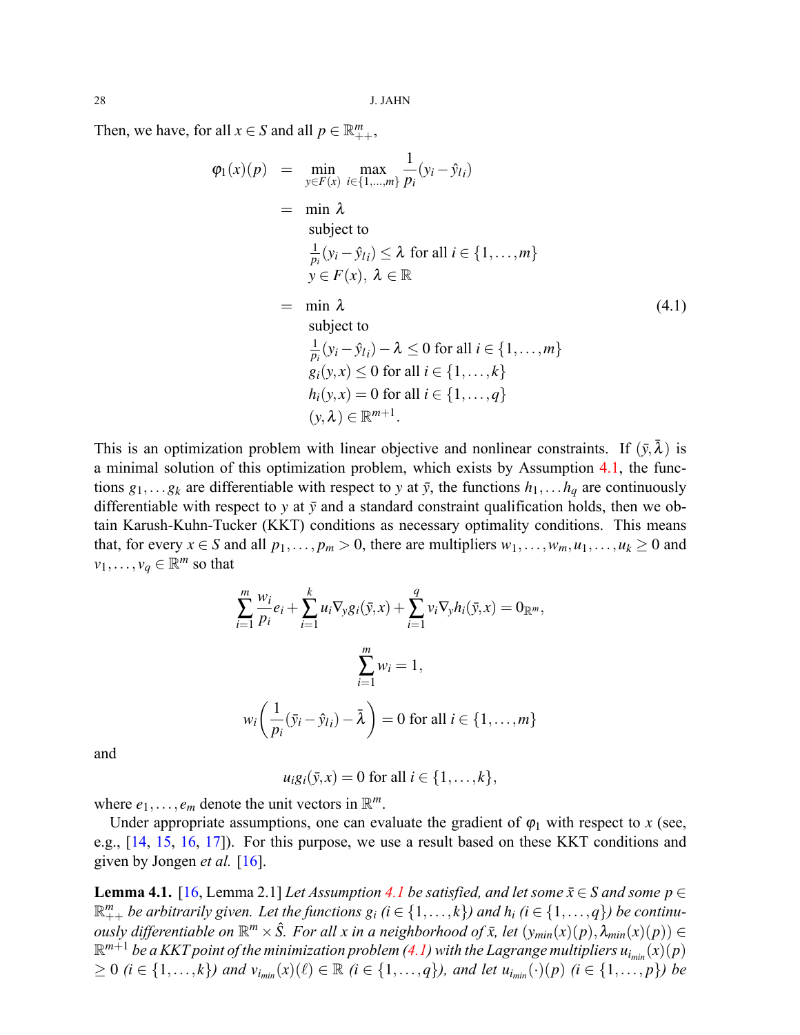Then, we have, for all $x \in S$ and all $p \in \mathbb{R}^m_{++}$,

$$
\begin{aligned}
\varphi_1(x)(p) &= \min_{y\in F(x)} \max_{i\in\{1,\ldots,m\}} \frac{1}{p_i}(y_i - \hat{y}_{l\,i}) \\
&= \min \lambda \\
&\quad\ \text{subject to} \\
&\quad\ \tfrac{1}{p_i}(y_i - \hat{y}_{l\,i}) \le \lambda \text{ for all } i \in \{1,\ldots,m\} \\
&\quad\ y \in F(x),\ \lambda \in \mathbb{R} \\
&= \min \lambda \\
&\quad\ \text{subject to} \\
&\quad\ \tfrac{1}{p_i}(y_i - \hat{y}_{l\,i}) - \lambda \le 0 \text{ for all } i \in \{1,\ldots,m\} \\
&\quad\ g_i(y,x) \le 0 \text{ for all } i \in \{1,\ldots,k\} \\
&\quad\ h_i(y,x) = 0 \text{ for all } i \in \{1,\ldots,q\} \\
&\quad\ (y,\lambda) \in \mathbb{R}^{m+1}.
\end{aligned}
\tag{4.1}
$$

This is an optimization problem with linear objective and nonlinear constraints. If $(\bar{y},\bar{\lambda})$ is a minimal solution of this optimization problem, which exists by Assumption 4.1, the functions $g_1,\ldots g_k$ are differentiable with respect to $y$ at $\bar{y}$, the functions $h_1,\ldots h_q$ are continuously differentiable with respect to $y$ at $\bar{y}$ and a standard constraint qualification holds, then we obtain Karush-Kuhn-Tucker (KKT) conditions as necessary optimality conditions. This means that, for every $x \in S$ and all $p_1,\ldots,p_m > 0$, there are multipliers $w_1,\ldots,w_m,u_1,\ldots,u_k \ge 0$ and $v_1,\ldots,v_q \in \mathbb{R}^m$ so that

$$
\sum_{i=1}^{m} \frac{w_i}{p_i} e_i + \sum_{i=1}^{k} u_i \nabla_y g_i(\bar{y},x) + \sum_{i=1}^{q} v_i \nabla_y h_i(\bar{y},x) = 0_{\mathbb{R}^m},
$$

$$
\sum_{i=1}^{m} w_i = 1,
$$

$$
w_i\left(\frac{1}{p_i}(\bar{y}_i - \hat{y}_{l\,i}) - \bar{\lambda}\right) = 0 \text{ for all } i \in \{1,\ldots,m\}
$$

and

$$
u_i g_i(\bar{y},x) = 0 \text{ for all } i \in \{1,\ldots,k\},
$$

where $e_1,\ldots,e_m$ denote the unit vectors in $\mathbb{R}^m$.

Under appropriate assumptions, one can evaluate the gradient of $\varphi_1$ with respect to $x$ (see, e.g., [14, 15, 16, 17]). For this purpose, we use a result based on these KKT conditions and given by Jongen *et al.* [16].

**Lemma 4.1.** [16, Lemma 2.1] *Let Assumption 4.1 be satisfied, and let some $\bar{x} \in S$ and some $p \in \mathbb{R}^m_{++}$ be arbitrarily given. Let the functions $g_i$ ($i \in \{1,\ldots,k\}$) and $h_i$ ($i \in \{1,\ldots,q\}$) be continuously differentiable on $\mathbb{R}^m \times \hat{S}$. For all $x$ in a neighborhood of $\bar{x}$, let $(y_{min}(x)(p),\lambda_{min}(x)(p)) \in \mathbb{R}^{m+1}$ be a KKT point of the minimization problem (4.1) with the Lagrange multipliers $u_{i_{min}}(x)(p) \ge 0$ ($i \in \{1,\ldots,k\}$) and $v_{i_{min}}(x)(\ell) \in \mathbb{R}$ ($i \in \{1,\ldots,q\}$), and let $u_{i_{min}}(\cdot)(p)$ ($i \in \{1,\ldots,p\}$) be*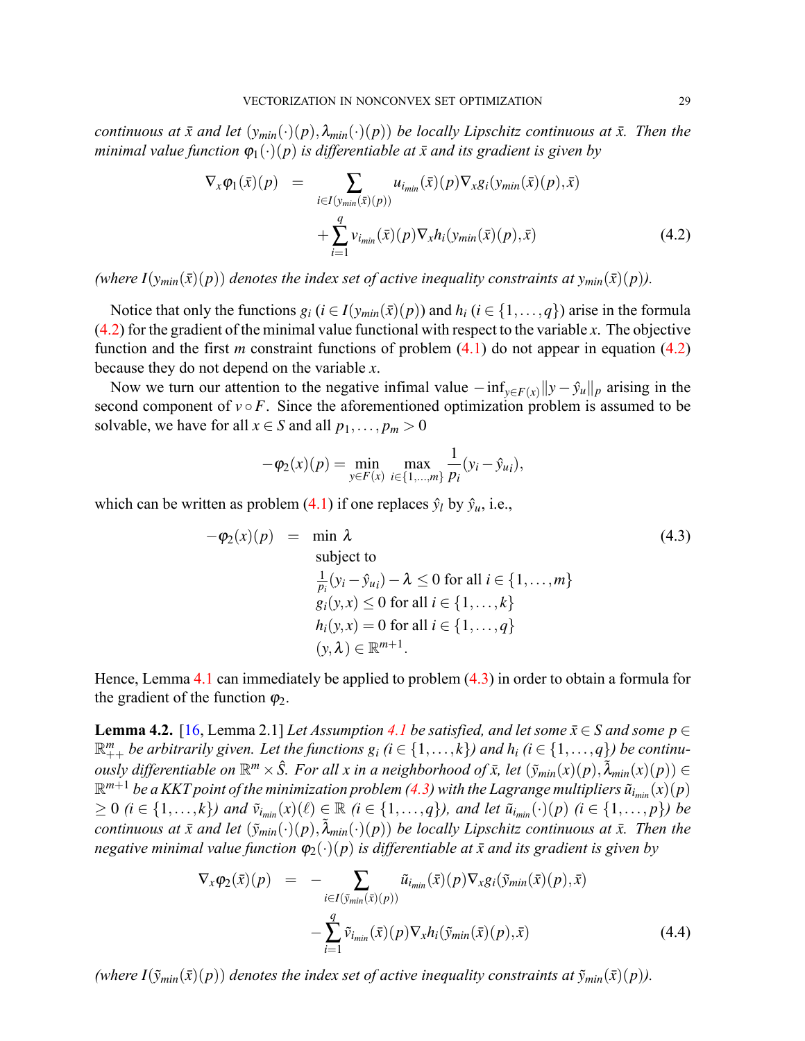*continuous at $\bar{x}$ and let $(y_{min}(\cdot)(p), \lambda_{min}(\cdot)(p))$ be locally Lipschitz continuous at $\bar{x}$. Then the minimal value function $\varphi_1(\cdot)(p)$ is differentiable at $\bar{x}$ and its gradient is given by*

$$
\begin{aligned}
\nabla_x \varphi_1(\bar{x})(p) \;=\; & \sum_{i \in I(y_{min}(\bar{x})(p))} u_{i_{min}}(\bar{x})(p) \nabla_x g_i(y_{min}(\bar{x})(p), \bar{x}) \\
& + \sum_{i=1}^{q} v_{i_{min}}(\bar{x})(p) \nabla_x h_i(y_{min}(\bar{x})(p), \bar{x})
\end{aligned} \tag{4.2}
$$

*(where $I(y_{min}(\bar{x})(p))$ denotes the index set of active inequality constraints at $y_{min}(\bar{x})(p)$).*

Notice that only the functions $g_i$ ($i \in I(y_{min}(\bar{x})(p))$) and $h_i$ ($i \in \{1, \dots, q\}$) arise in the formula (4.2) for the gradient of the minimal value functional with respect to the variable $x$. The objective function and the first $m$ constraint functions of problem (4.1) do not appear in equation (4.2) because they do not depend on the variable $x$.

Now we turn our attention to the negative infimal value $-\inf_{y \in F(x)} \|y - \hat{y}_u\|_p$ arising in the second component of $v \circ F$. Since the aforementioned optimization problem is assumed to be solvable, we have for all $x \in S$ and all $p_1, \dots, p_m > 0$

$$
-\varphi_2(x)(p) = \min_{y \in F(x)} \max_{i \in \{1, \dots, m\}} \frac{1}{p_i}(y_i - \hat{y}_{u_i}),
$$

which can be written as problem (4.1) if one replaces $\hat{y}_l$ by $\hat{y}_u$, i.e.,

$$
\begin{aligned}
-\varphi_2(x)(p) \;=\; & \min \; \lambda \\
& \text{subject to} \\
& \tfrac{1}{p_i}(y_i - \hat{y}_{u_i}) - \lambda \leq 0 \text{ for all } i \in \{1, \dots, m\} \\
& g_i(y, x) \leq 0 \text{ for all } i \in \{1, \dots, k\} \\
& h_i(y, x) = 0 \text{ for all } i \in \{1, \dots, q\} \\
& (y, \lambda) \in \mathbb{R}^{m+1}.
\end{aligned} \tag{4.3}
$$

Hence, Lemma 4.1 can immediately be applied to problem (4.3) in order to obtain a formula for the gradient of the function $\varphi_2$.

**Lemma 4.2.** [16, Lemma 2.1] *Let Assumption 4.1 be satisfied, and let some $\bar{x} \in S$ and some $p \in \mathbb{R}^m_{++}$ be arbitrarily given. Let the functions $g_i$ ($i \in \{1, \dots, k\}$) and $h_i$ ($i \in \{1, \dots, q\}$) be continuously differentiable on $\mathbb{R}^m \times \hat{S}$. For all $x$ in a neighborhood of $\bar{x}$, let $(\tilde{y}_{min}(x)(p), \tilde{\lambda}_{min}(x)(p)) \in \mathbb{R}^{m+1}$ be a KKT point of the minimization problem (4.3) with the Lagrange multipliers $\tilde{u}_{i_{min}}(x)(p) \geq 0$ ($i \in \{1, \dots, k\}$) and $\tilde{v}_{i_{min}}(x)(\ell) \in \mathbb{R}$ ($i \in \{1, \dots, q\}$), and let $\tilde{u}_{i_{min}}(\cdot)(p)$ ($i \in \{1, \dots, p\}$) be continuous at $\bar{x}$ and let $(\tilde{y}_{min}(\cdot)(p), \tilde{\lambda}_{min}(\cdot)(p))$ be locally Lipschitz continuous at $\bar{x}$. Then the negative minimal value function $\varphi_2(\cdot)(p)$ is differentiable at $\bar{x}$ and its gradient is given by*

$$
\begin{aligned}
\nabla_x \varphi_2(\bar{x})(p) \;=\; & -\sum_{i \in I(\tilde{y}_{min}(\bar{x})(p))} \tilde{u}_{i_{min}}(\bar{x})(p) \nabla_x g_i(\tilde{y}_{min}(\bar{x})(p), \bar{x}) \\
& - \sum_{i=1}^{q} \tilde{v}_{i_{min}}(\bar{x})(p) \nabla_x h_i(\tilde{y}_{min}(\bar{x})(p), \bar{x})
\end{aligned} \tag{4.4}
$$

*(where $I(\tilde{y}_{min}(\bar{x})(p))$ denotes the index set of active inequality constraints at $\tilde{y}_{min}(\bar{x})(p)$).*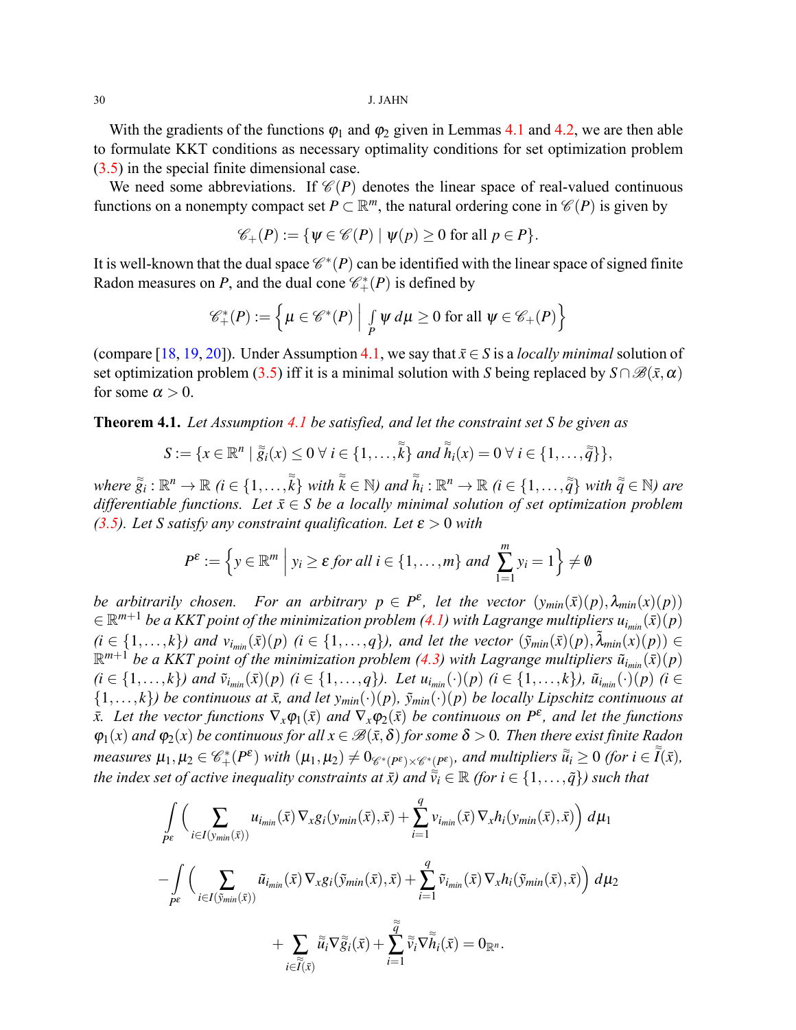With the gradients of the functions $\varphi_1$ and $\varphi_2$ given in Lemmas 4.1 and 4.2, we are then able to formulate KKT conditions as necessary optimality conditions for set optimization problem (3.5) in the special finite dimensional case.

We need some abbreviations. If $\mathscr{C}(P)$ denotes the linear space of real-valued continuous functions on a nonempty compact set $P \subset \mathbb{R}^m$, the natural ordering cone in $\mathscr{C}(P)$ is given by

$$\mathscr{C}_+(P) := \{\psi \in \mathscr{C}(P) \mid \psi(p) \geq 0 \text{ for all } p \in P\}.$$

It is well-known that the dual space $\mathscr{C}^*(P)$ can be identified with the linear space of signed finite Radon measures on $P$, and the dual cone $\mathscr{C}_+^*(P)$ is defined by

$$\mathscr{C}_+^*(P) := \Big\{\mu \in \mathscr{C}^*(P) \;\Big|\; \int_P \psi \, d\mu \geq 0 \text{ for all } \psi \in \mathscr{C}_+(P)\Big\}$$

(compare [18, 19, 20]). Under Assumption 4.1, we say that $\bar{x} \in S$ is a *locally minimal* solution of set optimization problem (3.5) iff it is a minimal solution with $S$ being replaced by $S \cap \mathscr{B}(\bar{x}, \alpha)$ for some $\alpha > 0$.

**Theorem 4.1.** *Let Assumption 4.1 be satisfied, and let the constraint set $S$ be given as*

$$S := \{x \in \mathbb{R}^n \mid \tilde{\tilde{g}}_i(x) \leq 0 \;\forall\, i \in \{1, \ldots, \tilde{\tilde{k}}\} \text{ and } \tilde{\tilde{h}}_i(x) = 0 \;\forall\, i \in \{1, \ldots, \tilde{\tilde{q}}\}\},$$

*where $\tilde{\tilde{g}}_i : \mathbb{R}^n \to \mathbb{R}$ ($i \in \{1, \ldots, \tilde{\tilde{k}}\}$ with $\tilde{\tilde{k}} \in \mathbb{N}$) and $\tilde{\tilde{h}}_i : \mathbb{R}^n \to \mathbb{R}$ ($i \in \{1, \ldots, \tilde{\tilde{q}}\}$ with $\tilde{\tilde{q}} \in \mathbb{N}$) are differentiable functions. Let $\bar{x} \in S$ be a locally minimal solution of set optimization problem (3.5). Let $S$ satisfy any constraint qualification. Let $\varepsilon > 0$ with*

$$P^\varepsilon := \Big\{y \in \mathbb{R}^m \;\Big|\; y_i \geq \varepsilon \text{ for all } i \in \{1, \ldots, m\} \text{ and } \sum_{i=1}^m y_i = 1\Big\} \neq \emptyset$$

*be arbitrarily chosen. For an arbitrary $p \in P^\varepsilon$, let the vector $(y_{min}(\bar{x})(p), \lambda_{min}(x)(p)) \in \mathbb{R}^{m+1}$ be a KKT point of the minimization problem (4.1) with Lagrange multipliers $u_{i_{min}}(\bar{x})(p)$ ($i \in \{1, \ldots, k\}$) and $v_{i_{min}}(\bar{x})(p)$ ($i \in \{1, \ldots, q\}$), and let the vector $(\tilde{y}_{min}(\bar{x})(p), \tilde{\lambda}_{min}(x)(p)) \in \mathbb{R}^{m+1}$ be a KKT point of the minimization problem (4.3) with Lagrange multipliers $\tilde{u}_{i_{min}}(\bar{x})(p)$ ($i \in \{1, \ldots, k\}$) and $\tilde{v}_{i_{min}}(\bar{x})(p)$ ($i \in \{1, \ldots, q\}$). Let $u_{i_{min}}(\cdot)(p)$ ($i \in \{1, \ldots, k\}$), $\tilde{u}_{i_{min}}(\cdot)(p)$ ($i \in \{1, \ldots, k\}$) be continuous at $\bar{x}$, and let $y_{min}(\cdot)(p)$, $\tilde{y}_{min}(\cdot)(p)$ be locally Lipschitz continuous at $\bar{x}$. Let the vector functions $\nabla_x \varphi_1(\bar{x})$ and $\nabla_x \varphi_2(\bar{x})$ be continuous on $P^\varepsilon$, and let the functions $\varphi_1(x)$ and $\varphi_2(x)$ be continuous for all $x \in \mathscr{B}(\bar{x}, \delta)$ for some $\delta > 0$. Then there exist finite Radon measures $\mu_1, \mu_2 \in \mathscr{C}_+^*(P^\varepsilon)$ with $(\mu_1, \mu_2) \neq 0_{\mathscr{C}^*(P^\varepsilon) \times \mathscr{C}^*(P^\varepsilon)}$, and multipliers $\tilde{\tilde{u}}_i \geq 0$ (for $i \in \tilde{\tilde{I}}(\bar{x})$, the index set of active inequality constraints at $\bar{x}$) and $\tilde{\tilde{v}}_i \in \mathbb{R}$ (for $i \in \{1, \ldots, \tilde{\tilde{q}}\}$) such that*

$$\int_{P^\varepsilon} \Big( \sum_{i \in I(y_{min}(\bar{x}))} u_{i_{min}}(\bar{x}) \nabla_x g_i(y_{min}(\bar{x}), \bar{x}) + \sum_{i=1}^q v_{i_{min}}(\bar{x}) \nabla_x h_i(y_{min}(\bar{x}), \bar{x}) \Big) \, d\mu_1$$

$$- \int_{P^\varepsilon} \Big( \sum_{i \in I(\tilde{y}_{min}(\bar{x}))} \tilde{u}_{i_{min}}(\bar{x}) \nabla_x g_i(\tilde{y}_{min}(\bar{x}), \bar{x}) + \sum_{i=1}^q \tilde{v}_{i_{min}}(\bar{x}) \nabla_x h_i(\tilde{y}_{min}(\bar{x}), \bar{x}) \Big) \, d\mu_2$$

$$+ \sum_{i \in \tilde{\tilde{I}}(\bar{x})} \tilde{\tilde{u}}_i \nabla \tilde{\tilde{g}}_i(\bar{x}) + \sum_{i=1}^{\tilde{\tilde{q}}} \tilde{\tilde{v}}_i \nabla \tilde{\tilde{h}}_i(\bar{x}) = 0_{\mathbb{R}^n}.$$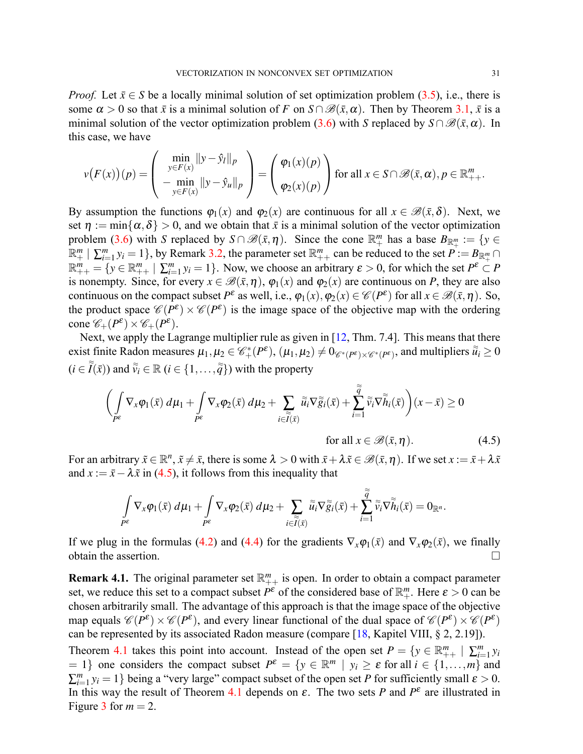*Proof.* Let $\bar{x} \in S$ be a locally minimal solution of set optimization problem (3.5), i.e., there is some $\alpha > 0$ so that $\bar{x}$ is a minimal solution of $F$ on $S \cap \mathscr{B}(\bar{x}, \alpha)$. Then by Theorem 3.1, $\bar{x}$ is a minimal solution of the vector optimization problem (3.6) with $S$ replaced by $S \cap \mathscr{B}(\bar{x}, \alpha)$. In this case, we have

$$v\big(F(x)\big)(p) = \begin{pmatrix} \min\limits_{y \in F(x)} \|y - \hat{y}_l\|_p \\ \\ -\min\limits_{y \in F(x)} \|y - \hat{y}_u\|_p \end{pmatrix} = \begin{pmatrix} \varphi_1(x)(p) \\ \\ \varphi_2(x)(p) \end{pmatrix} \text{ for all } x \in S \cap \mathscr{B}(\bar{x}, \alpha), p \in \mathbb{R}^m_{++}.$$

By assumption the functions $\varphi_1(x)$ and $\varphi_2(x)$ are continuous for all $x \in \mathscr{B}(\bar{x}, \delta)$. Next, we set $\eta := \min\{\alpha, \delta\} > 0$, and we obtain that $\bar{x}$ is a minimal solution of the vector optimization problem (3.6) with $S$ replaced by $S \cap \mathscr{B}(\bar{x}, \eta)$. Since the cone $\mathbb{R}^m_+$ has a base $B_{\mathbb{R}^m_+} := \{y \in \mathbb{R}^m_+ \mid \sum_{i=1}^m y_i = 1\}$, by Remark 3.2, the parameter set $\mathbb{R}^m_{++}$ can be reduced to the set $P := B_{\mathbb{R}^m_+} \cap \mathbb{R}^m_{++} = \{y \in \mathbb{R}^m_{++} \mid \sum_{i=1}^m y_i = 1\}$. Now, we choose an arbitrary $\varepsilon > 0$, for which the set $P^\varepsilon \subset P$ is nonempty. Since, for every $x \in \mathscr{B}(\bar{x}, \eta)$, $\varphi_1(x)$ and $\varphi_2(x)$ are continuous on $P$, they are also continuous on the compact subset $P^\varepsilon$ as well, i.e., $\varphi_1(x), \varphi_2(x) \in \mathscr{C}(P^\varepsilon)$ for all $x \in \mathscr{B}(\bar{x}, \eta)$. So, the product space $\mathscr{C}(P^\varepsilon) \times \mathscr{C}(P^\varepsilon)$ is the image space of the objective map with the ordering cone $\mathscr{C}_+(P^\varepsilon) \times \mathscr{C}_+(P^\varepsilon)$.

Next, we apply the Lagrange multiplier rule as given in [12, Thm. 7.4]. This means that there exist finite Radon measures $\mu_1, \mu_2 \in \mathscr{C}^*_+(P^\varepsilon)$, $(\mu_1, \mu_2) \neq 0_{\mathscr{C}^*(P^\varepsilon) \times \mathscr{C}^*(P^\varepsilon)}$, and multipliers $\tilde{\tilde{u}}_i \geq 0$ ($i \in \tilde{\tilde{I}}(\bar{x})$) and $\tilde{\tilde{v}}_i \in \mathbb{R}$ ($i \in \{1, \ldots, \tilde{\tilde{q}}\}$) with the property

$$\Bigg( \int\limits_{P^\varepsilon} \nabla_x \varphi_1(\bar{x})\, d\mu_1 + \int\limits_{P^\varepsilon} \nabla_x \varphi_2(\bar{x})\, d\mu_2 + \sum_{i \in \tilde{\tilde{I}}(\bar{x})} \tilde{\tilde{u}}_i \nabla \tilde{\tilde{g}}_i(\bar{x}) + \sum_{i=1}^{\tilde{\tilde{q}}} \tilde{\tilde{v}}_i \nabla \tilde{\tilde{h}}_i(\bar{x}) \Bigg)(x - \bar{x}) \geq 0$$

$$\text{for all } x \in \mathscr{B}(\bar{x}, \eta). \tag{4.5}$$

For an arbitrary $\tilde{x} \in \mathbb{R}^n$, $\tilde{x} \neq \bar{x}$, there is some $\lambda > 0$ with $\bar{x} + \lambda \tilde{x} \in \mathscr{B}(\bar{x}, \eta)$. If we set $x := \bar{x} + \lambda \tilde{x}$ and $x := \bar{x} - \lambda \tilde{x}$ in (4.5), it follows from this inequality that

$$\int\limits_{P^\varepsilon} \nabla_x \varphi_1(\bar{x})\, d\mu_1 + \int\limits_{P^\varepsilon} \nabla_x \varphi_2(\bar{x})\, d\mu_2 + \sum_{i \in \tilde{\tilde{I}}(\bar{x})} \tilde{\tilde{u}}_i \nabla \tilde{\tilde{g}}_i(\bar{x}) + \sum_{i=1}^{\tilde{\tilde{q}}} \tilde{\tilde{v}}_i \nabla \tilde{\tilde{h}}_i(\bar{x}) = 0_{\mathbb{R}^n}.$$

If we plug in the formulas (4.2) and (4.4) for the gradients $\nabla_x \varphi_1(\bar{x})$ and $\nabla_x \varphi_2(\bar{x})$, we finally obtain the assertion. □

**Remark 4.1.** The original parameter set $\mathbb{R}^m_{++}$ is open. In order to obtain a compact parameter set, we reduce this set to a compact subset $P^\varepsilon$ of the considered base of $\mathbb{R}^m_+$. Here $\varepsilon > 0$ can be chosen arbitrarily small. The advantage of this approach is that the image space of the objective map equals $\mathscr{C}(P^\varepsilon) \times \mathscr{C}(P^\varepsilon)$, and every linear functional of the dual space of $\mathscr{C}(P^\varepsilon) \times \mathscr{C}(P^\varepsilon)$ can be represented by its associated Radon measure (compare [18, Kapitel VIII, § 2, 2.19]).

Theorem 4.1 takes this point into account. Instead of the open set $P = \{y \in \mathbb{R}^m_{++} \mid \sum_{i=1}^m y_i = 1\}$ one considers the compact subset $P^\varepsilon = \{y \in \mathbb{R}^m \mid y_i \geq \varepsilon \text{ for all } i \in \{1, \ldots, m\} \text{ and } \sum_{i=1}^m y_i = 1\}$ being a "very large" compact subset of the open set $P$ for sufficiently small $\varepsilon > 0$. In this way the result of Theorem 4.1 depends on $\varepsilon$. The two sets $P$ and $P^\varepsilon$ are illustrated in Figure 3 for $m = 2$.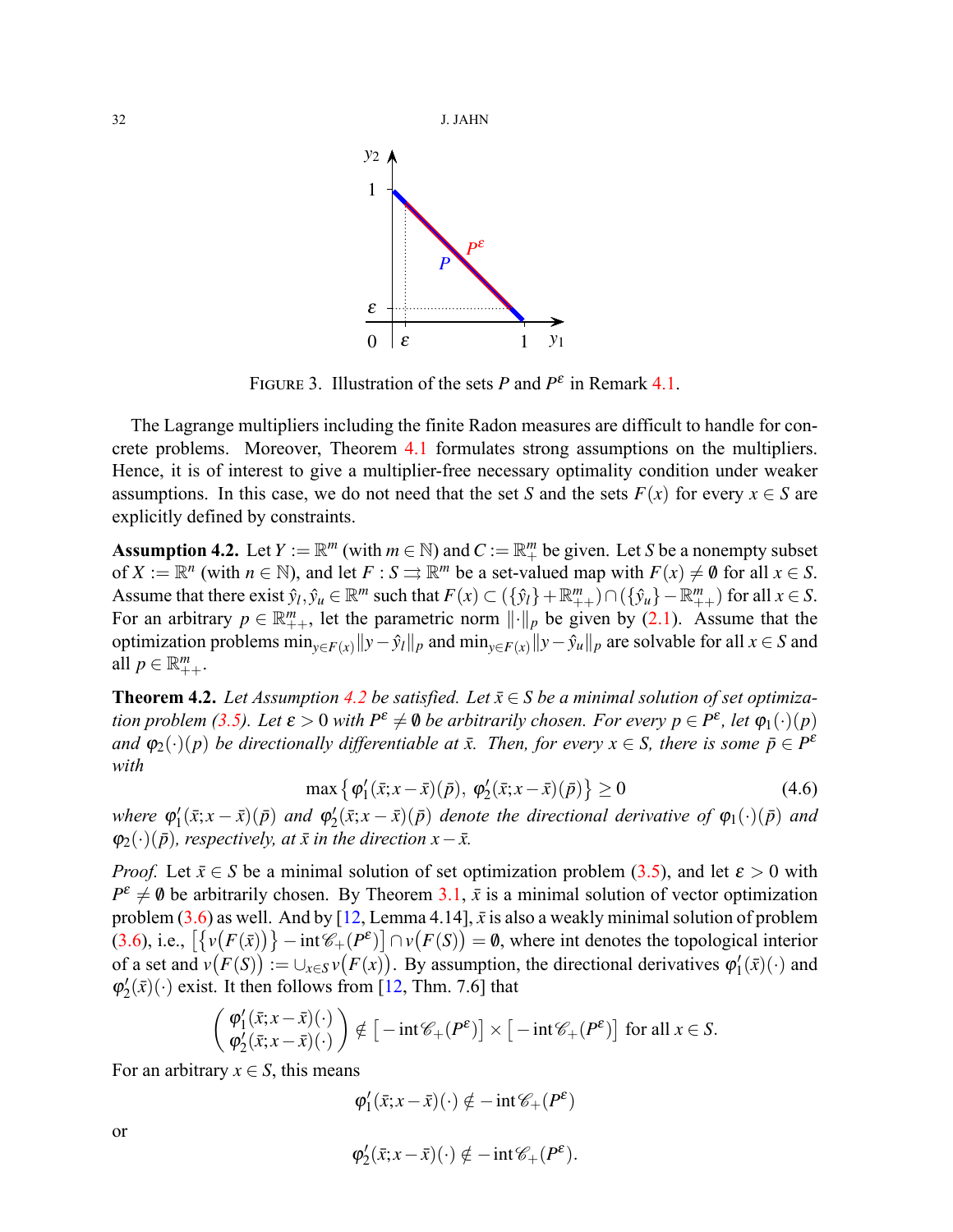FIGURE 3. Illustration of the sets $P$ and $P^{\varepsilon}$ in Remark 4.1.

The Lagrange multipliers including the finite Radon measures are difficult to handle for concrete problems. Moreover, Theorem 4.1 formulates strong assumptions on the multipliers. Hence, it is of interest to give a multiplier-free necessary optimality condition under weaker assumptions. In this case, we do not need that the set $S$ and the sets $F(x)$ for every $x \in S$ are explicitly defined by constraints.

**Assumption 4.2.** Let $Y := \mathbb{R}^m$ (with $m \in \mathbb{N}$) and $C := \mathbb{R}^m_+$ be given. Let $S$ be a nonempty subset of $X := \mathbb{R}^n$ (with $n \in \mathbb{N}$), and let $F : S \rightrightarrows \mathbb{R}^m$ be a set-valued map with $F(x) \neq \emptyset$ for all $x \in S$. Assume that there exist $\hat{y}_l, \hat{y}_u \in \mathbb{R}^m$ such that $F(x) \subset (\{\hat{y}_l\} + \mathbb{R}^m_{++}) \cap (\{\hat{y}_u\} - \mathbb{R}^m_{++})$ for all $x \in S$. For an arbitrary $p \in \mathbb{R}^m_{++}$, let the parametric norm $\|\cdot\|_p$ be given by (2.1). Assume that the optimization problems $\min_{y \in F(x)} \|y - \hat{y}_l\|_p$ and $\min_{y \in F(x)} \|y - \hat{y}_u\|_p$ are solvable for all $x \in S$ and all $p \in \mathbb{R}^m_{++}$.

**Theorem 4.2.** *Let Assumption 4.2 be satisfied. Let $\bar{x} \in S$ be a minimal solution of set optimization problem (3.5). Let $\varepsilon > 0$ with $P^{\varepsilon} \neq \emptyset$ be arbitrarily chosen. For every $p \in P^{\varepsilon}$, let $\varphi_1(\cdot)(p)$ and $\varphi_2(\cdot)(p)$ be directionally differentiable at $\bar{x}$. Then, for every $x \in S$, there is some $\bar{p} \in P^{\varepsilon}$ with*

$$\max\left\{ \varphi_1'(\bar{x}; x - \bar{x})(\bar{p}),\ \varphi_2'(\bar{x}; x - \bar{x})(\bar{p}) \right\} \geq 0 \tag{4.6}$$

*where $\varphi_1'(\bar{x}; x - \bar{x})(\bar{p})$ and $\varphi_2'(\bar{x}; x - \bar{x})(\bar{p})$ denote the directional derivative of $\varphi_1(\cdot)(\bar{p})$ and $\varphi_2(\cdot)(\bar{p})$, respectively, at $\bar{x}$ in the direction $x - \bar{x}$.*

*Proof.* Let $\bar{x} \in S$ be a minimal solution of set optimization problem (3.5), and let $\varepsilon > 0$ with $P^{\varepsilon} \neq \emptyset$ be arbitrarily chosen. By Theorem 3.1, $\bar{x}$ is a minimal solution of vector optimization problem (3.6) as well. And by [12, Lemma 4.14], $\bar{x}$ is also a weakly minimal solution of problem (3.6), i.e., $\left[\left\{v\big(F(\bar{x})\big)\right\} - \operatorname{int} \mathscr{C}_+(P^{\varepsilon})\right] \cap v\big(F(S)\big) = \emptyset$, where int denotes the topological interior of a set and $v\big(F(S)\big) := \cup_{x \in S} v\big(F(x)\big)$. By assumption, the directional derivatives $\varphi_1'(\bar{x})(\cdot)$ and $\varphi_2'(\bar{x})(\cdot)$ exist. It then follows from [12, Thm. 7.6] that

$$\begin{pmatrix} \varphi_1'(\bar{x}; x - \bar{x})(\cdot) \\ \varphi_2'(\bar{x}; x - \bar{x})(\cdot) \end{pmatrix} \notin \left[-\operatorname{int} \mathscr{C}_+(P^{\varepsilon})\right] \times \left[-\operatorname{int} \mathscr{C}_+(P^{\varepsilon})\right] \text{ for all } x \in S.$$

For an arbitrary $x \in S$, this means

$$\varphi_1'(\bar{x}; x - \bar{x})(\cdot) \notin -\operatorname{int} \mathscr{C}_+(P^{\varepsilon})$$

or

$$\varphi_2'(\bar{x}; x - \bar{x})(\cdot) \notin -\operatorname{int} \mathscr{C}_+(P^{\varepsilon}).$$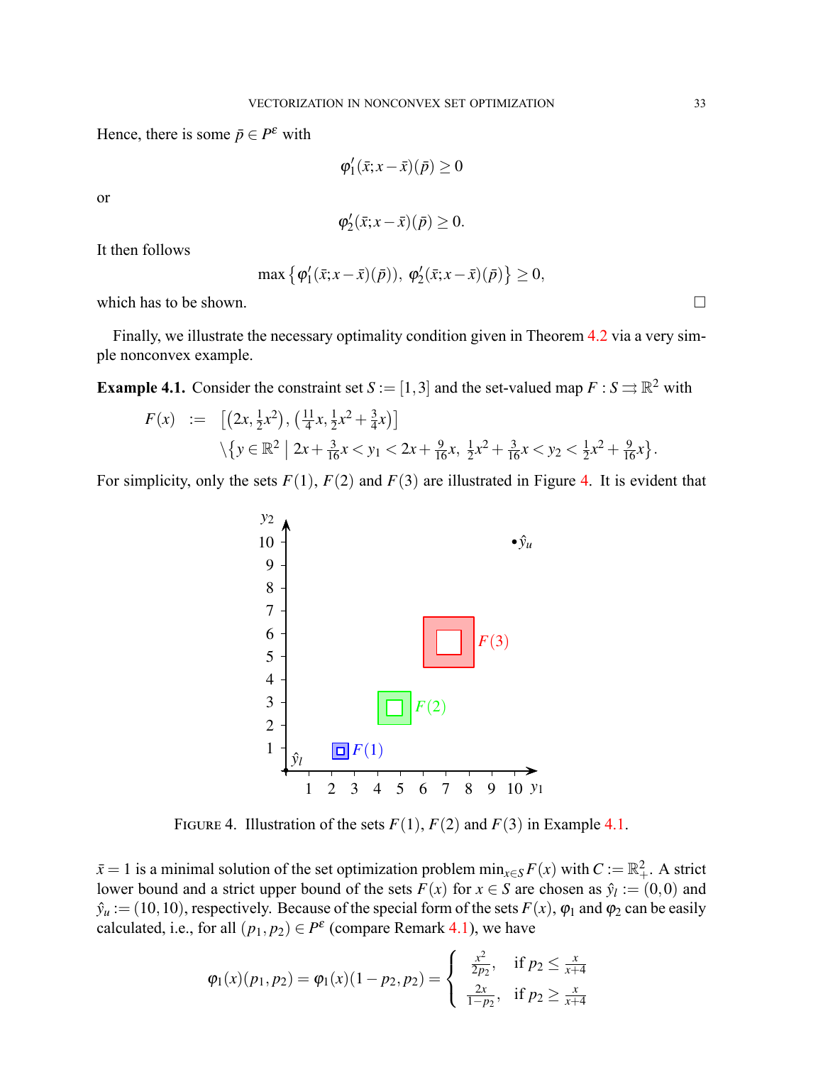Hence, there is some $\bar{p} \in P^{\varepsilon}$ with

$$\varphi_1'(\bar{x}; x - \bar{x})(\bar{p}) \geq 0$$

or

$$\varphi_2'(\bar{x}; x - \bar{x})(\bar{p}) \geq 0.$$

It then follows

$$\max\left\{\varphi_1'(\bar{x}; x - \bar{x})(\bar{p})),\ \varphi_2'(\bar{x}; x - \bar{x})(\bar{p})\right\} \geq 0,$$

which has to be shown. $\square$

Finally, we illustrate the necessary optimality condition given in Theorem 4.2 via a very simple nonconvex example.

**Example 4.1.** Consider the constraint set $S := [1,3]$ and the set-valued map $F : S \rightrightarrows \mathbb{R}^2$ with

$$\begin{aligned} F(x) \quad := \quad & \left[\left(2x, \tfrac{1}{2}x^2\right), \left(\tfrac{11}{4}x, \tfrac{1}{2}x^2 + \tfrac{3}{4}x\right)\right] \\ & \setminus \left\{y \in \mathbb{R}^2 \;\middle|\; 2x + \tfrac{3}{16}x < y_1 < 2x + \tfrac{9}{16}x,\ \tfrac{1}{2}x^2 + \tfrac{3}{16}x < y_2 < \tfrac{1}{2}x^2 + \tfrac{9}{16}x\right\}. \end{aligned}$$

For simplicity, only the sets $F(1)$, $F(2)$ and $F(3)$ are illustrated in Figure 4. It is evident that

FIGURE 4. Illustration of the sets $F(1)$, $F(2)$ and $F(3)$ in Example 4.1.

$\bar{x} = 1$ is a minimal solution of the set optimization problem $\min_{x \in S} F(x)$ with $C := \mathbb{R}^2_+$. A strict lower bound and a strict upper bound of the sets $F(x)$ for $x \in S$ are chosen as $\hat{y}_l := (0,0)$ and $\hat{y}_u := (10,10)$, respectively. Because of the special form of the sets $F(x)$, $\varphi_1$ and $\varphi_2$ can be easily calculated, i.e., for all $(p_1, p_2) \in P^{\varepsilon}$ (compare Remark 4.1), we have

$$\varphi_1(x)(p_1, p_2) = \varphi_1(x)(1 - p_2, p_2) = \begin{cases} \dfrac{x^2}{2p_2}, & \text{if } p_2 \leq \frac{x}{x+4} \\[2mm] \dfrac{2x}{1-p_2}, & \text{if } p_2 \geq \frac{x}{x+4} \end{cases}$$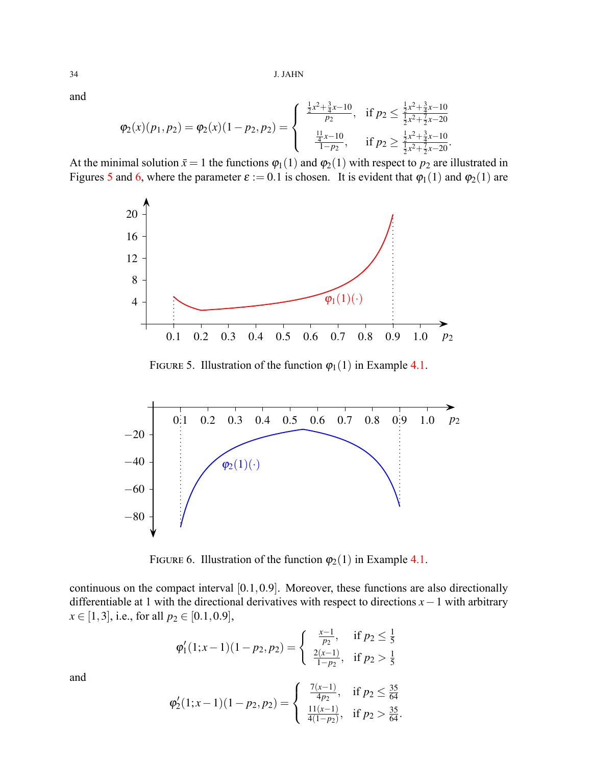and

$$
\varphi_2(x)(p_1, p_2) = \varphi_2(x)(1-p_2, p_2) = \begin{cases} \frac{\frac{1}{2}x^2+\frac{3}{4}x-10}{p_2}, & \text{if } p_2 \leq \frac{\frac{1}{2}x^2+\frac{3}{4}x-10}{\frac{1}{2}x^2+\frac{7}{2}x-20} \\ \frac{\frac{11}{4}x-10}{1-p_2}, & \text{if } p_2 \geq \frac{\frac{1}{2}x^2+\frac{3}{4}x-10}{\frac{1}{2}x^2+\frac{7}{2}x-20}. \end{cases}
$$

At the minimal solution $\bar{x} = 1$ the functions $\varphi_1(1)$ and $\varphi_2(1)$ with respect to $p_2$ are illustrated in Figures 5 and 6, where the parameter $\varepsilon := 0.1$ is chosen. It is evident that $\varphi_1(1)$ and $\varphi_2(1)$ are

FIGURE 5. Illustration of the function $\varphi_1(1)$ in Example 4.1.

FIGURE 6. Illustration of the function $\varphi_2(1)$ in Example 4.1.

continuous on the compact interval $[0.1, 0.9]$. Moreover, these functions are also directionally differentiable at 1 with the directional derivatives with respect to directions $x-1$ with arbitrary $x \in [1,3]$, i.e., for all $p_2 \in [0.1, 0.9]$,

$$
\varphi_1'(1; x-1)(1-p_2, p_2) = \begin{cases} \frac{x-1}{p_2}, & \text{if } p_2 \leq \frac{1}{5} \\ \frac{2(x-1)}{1-p_2}, & \text{if } p_2 > \frac{1}{5} \end{cases}
$$

and

$$
\varphi_2'(1; x-1)(1-p_2, p_2) = \begin{cases} \frac{7(x-1)}{4p_2}, & \text{if } p_2 \leq \frac{35}{64} \\ \frac{11(x-1)}{4(1-p_2)}, & \text{if } p_2 > \frac{35}{64}. \end{cases}
$$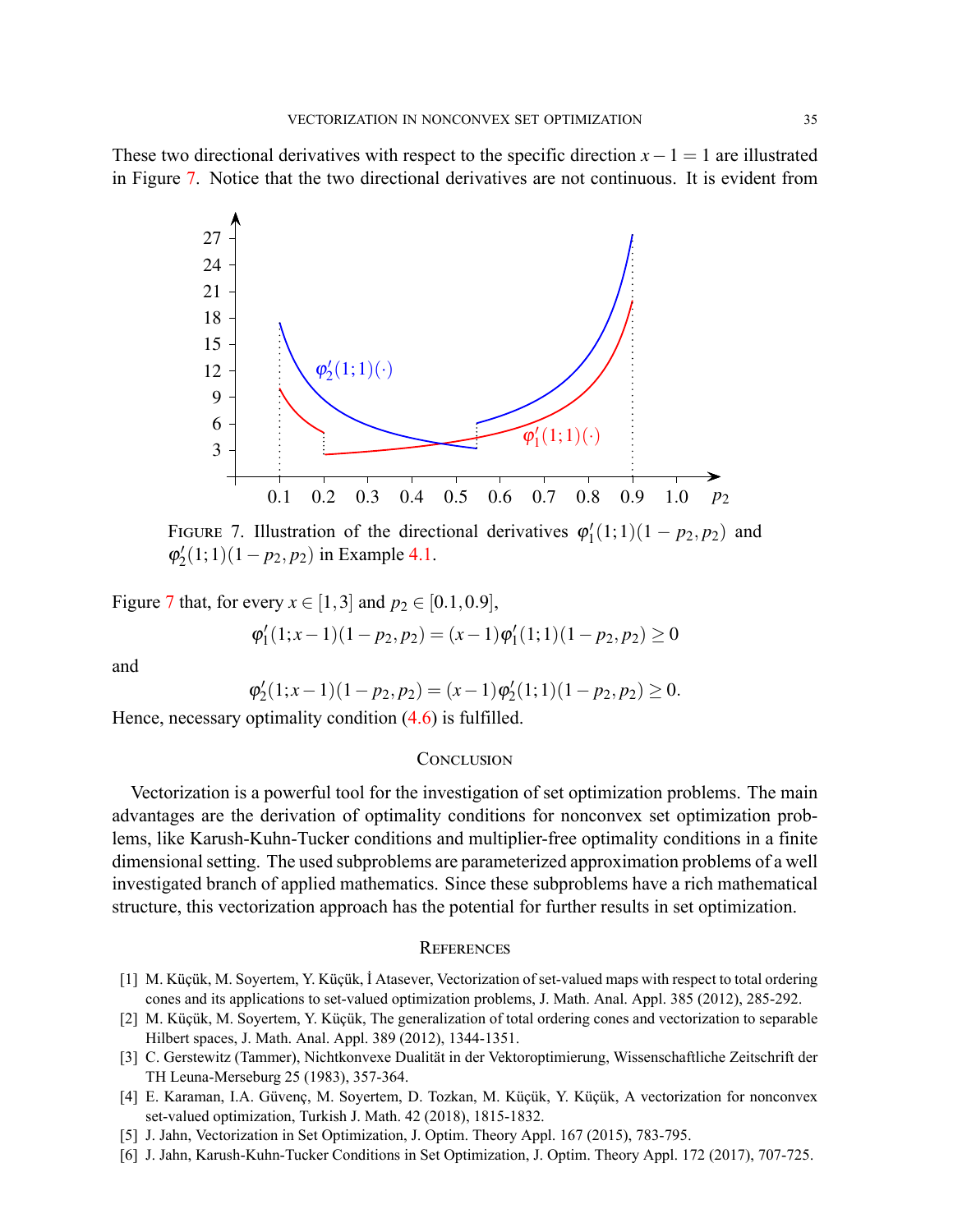These two directional derivatives with respect to the specific direction $x - 1 = 1$ are illustrated in Figure 7. Notice that the two directional derivatives are not continuous. It is evident from

FIGURE 7. Illustration of the directional derivatives $\varphi_1'(1;1)(1-p_2,p_2)$ and $\varphi_2'(1;1)(1-p_2,p_2)$ in Example 4.1.

Figure 7 that, for every $x \in [1,3]$ and $p_2 \in [0.1, 0.9]$,

$$\varphi_1'(1;x-1)(1-p_2,p_2) = (x-1)\varphi_1'(1;1)(1-p_2,p_2) \geq 0$$

and

$$\varphi_2'(1;x-1)(1-p_2,p_2) = (x-1)\varphi_2'(1;1)(1-p_2,p_2) \geq 0.$$

Hence, necessary optimality condition (4.6) is fulfilled.

## CONCLUSION

Vectorization is a powerful tool for the investigation of set optimization problems. The main advantages are the derivation of optimality conditions for nonconvex set optimization problems, like Karush-Kuhn-Tucker conditions and multiplier-free optimality conditions in a finite dimensional setting. The used subproblems are parameterized approximation problems of a well investigated branch of applied mathematics. Since these subproblems have a rich mathematical structure, this vectorization approach has the potential for further results in set optimization.

## REFERENCES

[1] M. Küçük, M. Soyertem, Y. Küçük, İ Atasever, Vectorization of set-valued maps with respect to total ordering cones and its applications to set-valued optimization problems, J. Math. Anal. Appl. 385 (2012), 285-292.

[2] M. Küçük, M. Soyertem, Y. Küçük, The generalization of total ordering cones and vectorization to separable Hilbert spaces, J. Math. Anal. Appl. 389 (2012), 1344-1351.

[3] C. Gerstewitz (Tammer), Nichtkonvexe Dualität in der Vektoroptimierung, Wissenschaftliche Zeitschrift der TH Leuna-Merseburg 25 (1983), 357-364.

[4] E. Karaman, I.A. Güvenç, M. Soyertem, D. Tozkan, M. Küçük, Y. Küçük, A vectorization for nonconvex set-valued optimization, Turkish J. Math. 42 (2018), 1815-1832.

[5] J. Jahn, Vectorization in Set Optimization, J. Optim. Theory Appl. 167 (2015), 783-795.

[6] J. Jahn, Karush-Kuhn-Tucker Conditions in Set Optimization, J. Optim. Theory Appl. 172 (2017), 707-725.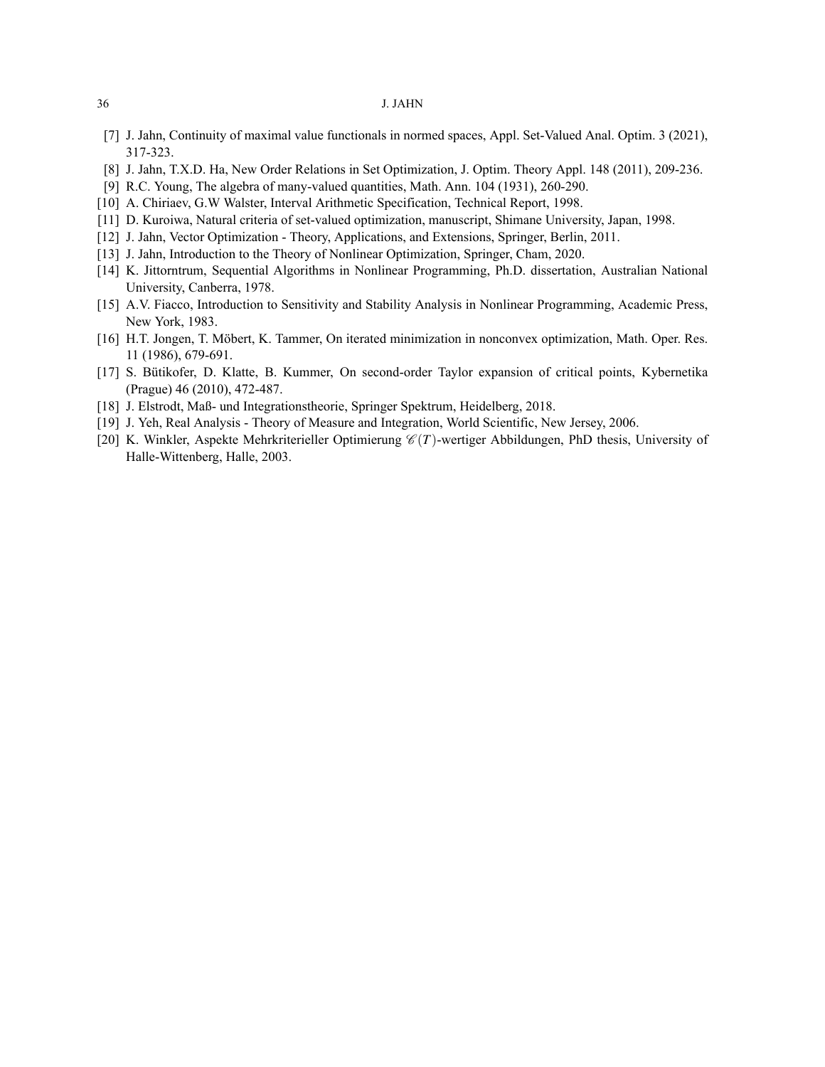[7] J. Jahn, Continuity of maximal value functionals in normed spaces, Appl. Set-Valued Anal. Optim. 3 (2021), 317-323.

[8] J. Jahn, T.X.D. Ha, New Order Relations in Set Optimization, J. Optim. Theory Appl. 148 (2011), 209-236.

[9] R.C. Young, The algebra of many-valued quantities, Math. Ann. 104 (1931), 260-290.

[10] A. Chiriaev, G.W Walster, Interval Arithmetic Specification, Technical Report, 1998.

[11] D. Kuroiwa, Natural criteria of set-valued optimization, manuscript, Shimane University, Japan, 1998.

[12] J. Jahn, Vector Optimization - Theory, Applications, and Extensions, Springer, Berlin, 2011.

[13] J. Jahn, Introduction to the Theory of Nonlinear Optimization, Springer, Cham, 2020.

[14] K. Jittorntrum, Sequential Algorithms in Nonlinear Programming, Ph.D. dissertation, Australian National University, Canberra, 1978.

[15] A.V. Fiacco, Introduction to Sensitivity and Stability Analysis in Nonlinear Programming, Academic Press, New York, 1983.

[16] H.T. Jongen, T. Möbert, K. Tammer, On iterated minimization in nonconvex optimization, Math. Oper. Res. 11 (1986), 679-691.

[17] S. Bütikofer, D. Klatte, B. Kummer, On second-order Taylor expansion of critical points, Kybernetika (Prague) 46 (2010), 472-487.

[18] J. Elstrodt, Maß- und Integrationstheorie, Springer Spektrum, Heidelberg, 2018.

[19] J. Yeh, Real Analysis - Theory of Measure and Integration, World Scientific, New Jersey, 2006.

[20] K. Winkler, Aspekte Mehrkriterieller Optimierung $\mathscr{C}(T)$-wertiger Abbildungen, PhD thesis, University of Halle-Wittenberg, Halle, 2003.